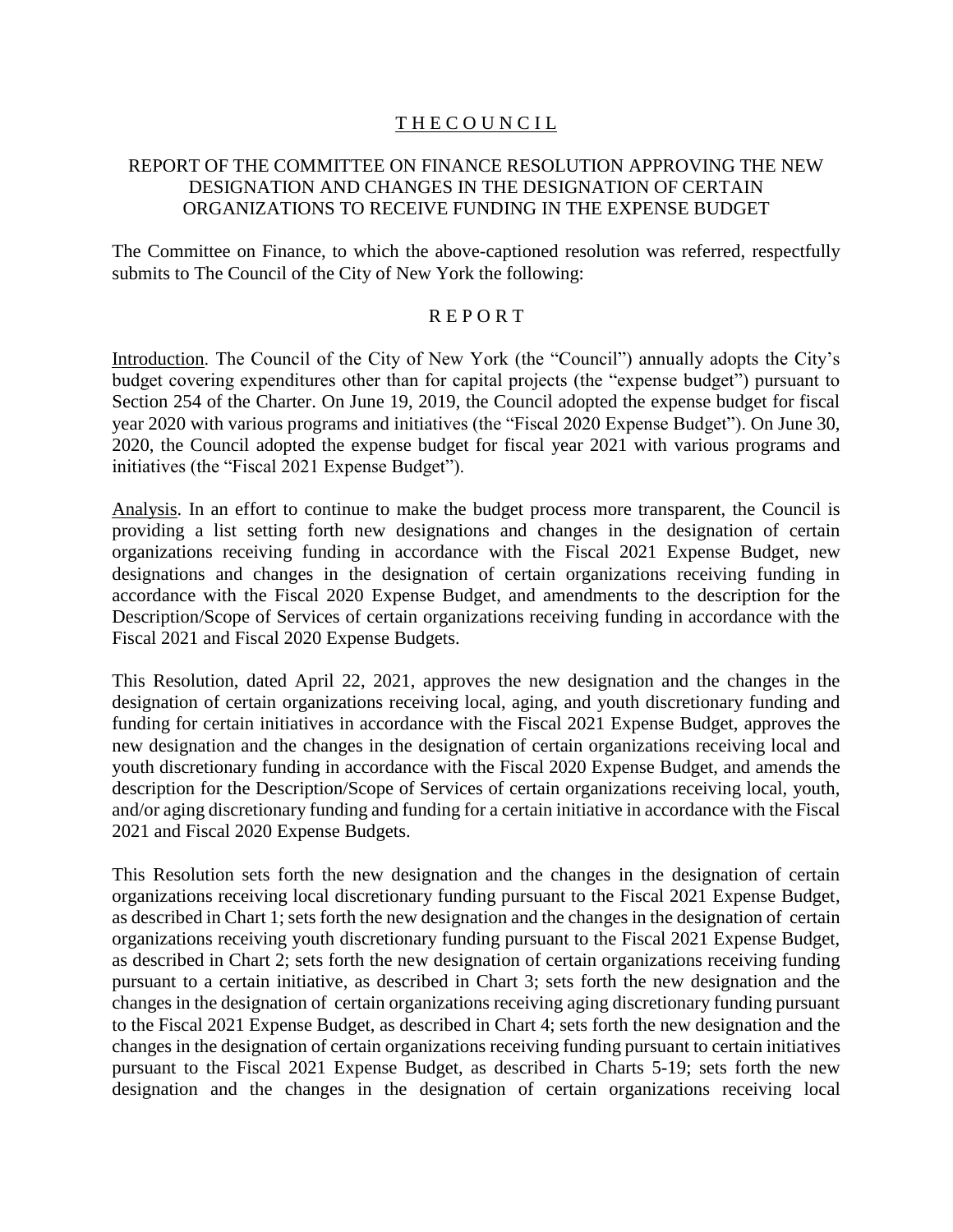# T H E C O U N C I L

## REPORT OF THE COMMITTEE ON FINANCE RESOLUTION APPROVING THE NEW DESIGNATION AND CHANGES IN THE DESIGNATION OF CERTAIN ORGANIZATIONS TO RECEIVE FUNDING IN THE EXPENSE BUDGET

The Committee on Finance, to which the above-captioned resolution was referred, respectfully submits to The Council of the City of New York the following:

## R E P O R T

Introduction. The Council of the City of New York (the "Council") annually adopts the City's budget covering expenditures other than for capital projects (the "expense budget") pursuant to Section 254 of the Charter. On June 19, 2019, the Council adopted the expense budget for fiscal year 2020 with various programs and initiatives (the "Fiscal 2020 Expense Budget"). On June 30, 2020, the Council adopted the expense budget for fiscal year 2021 with various programs and initiatives (the "Fiscal 2021 Expense Budget").

Analysis. In an effort to continue to make the budget process more transparent, the Council is providing a list setting forth new designations and changes in the designation of certain organizations receiving funding in accordance with the Fiscal 2021 Expense Budget, new designations and changes in the designation of certain organizations receiving funding in accordance with the Fiscal 2020 Expense Budget, and amendments to the description for the Description/Scope of Services of certain organizations receiving funding in accordance with the Fiscal 2021 and Fiscal 2020 Expense Budgets.

This Resolution, dated April 22, 2021, approves the new designation and the changes in the designation of certain organizations receiving local, aging, and youth discretionary funding and funding for certain initiatives in accordance with the Fiscal 2021 Expense Budget, approves the new designation and the changes in the designation of certain organizations receiving local and youth discretionary funding in accordance with the Fiscal 2020 Expense Budget, and amends the description for the Description/Scope of Services of certain organizations receiving local, youth, and/or aging discretionary funding and funding for a certain initiative in accordance with the Fiscal 2021 and Fiscal 2020 Expense Budgets.

This Resolution sets forth the new designation and the changes in the designation of certain organizations receiving local discretionary funding pursuant to the Fiscal 2021 Expense Budget, as described in Chart 1; sets forth the new designation and the changes in the designation of certain organizations receiving youth discretionary funding pursuant to the Fiscal 2021 Expense Budget, as described in Chart 2; sets forth the new designation of certain organizations receiving funding pursuant to a certain initiative, as described in Chart 3; sets forth the new designation and the changes in the designation of certain organizations receiving aging discretionary funding pursuant to the Fiscal 2021 Expense Budget, as described in Chart 4; sets forth the new designation and the changes in the designation of certain organizations receiving funding pursuant to certain initiatives pursuant to the Fiscal 2021 Expense Budget, as described in Charts 5-19; sets forth the new designation and the changes in the designation of certain organizations receiving local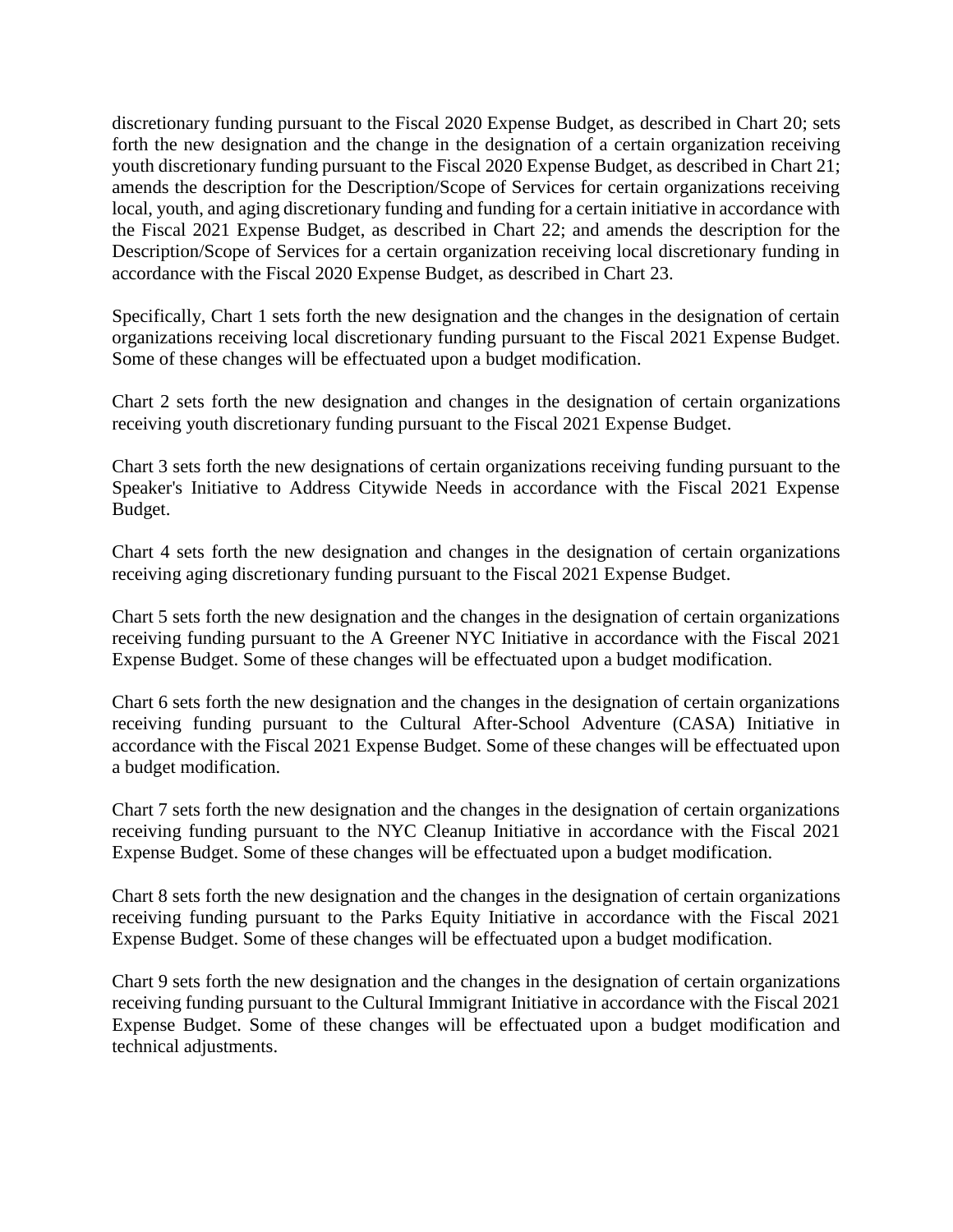discretionary funding pursuant to the Fiscal 2020 Expense Budget, as described in Chart 20; sets forth the new designation and the change in the designation of a certain organization receiving youth discretionary funding pursuant to the Fiscal 2020 Expense Budget, as described in Chart 21; amends the description for the Description/Scope of Services for certain organizations receiving local, youth, and aging discretionary funding and funding for a certain initiative in accordance with the Fiscal 2021 Expense Budget, as described in Chart 22; and amends the description for the Description/Scope of Services for a certain organization receiving local discretionary funding in accordance with the Fiscal 2020 Expense Budget, as described in Chart 23.

Specifically, Chart 1 sets forth the new designation and the changes in the designation of certain organizations receiving local discretionary funding pursuant to the Fiscal 2021 Expense Budget. Some of these changes will be effectuated upon a budget modification.

Chart 2 sets forth the new designation and changes in the designation of certain organizations receiving youth discretionary funding pursuant to the Fiscal 2021 Expense Budget.

Chart 3 sets forth the new designations of certain organizations receiving funding pursuant to the Speaker's Initiative to Address Citywide Needs in accordance with the Fiscal 2021 Expense Budget.

Chart 4 sets forth the new designation and changes in the designation of certain organizations receiving aging discretionary funding pursuant to the Fiscal 2021 Expense Budget.

Chart 5 sets forth the new designation and the changes in the designation of certain organizations receiving funding pursuant to the A Greener NYC Initiative in accordance with the Fiscal 2021 Expense Budget. Some of these changes will be effectuated upon a budget modification.

Chart 6 sets forth the new designation and the changes in the designation of certain organizations receiving funding pursuant to the Cultural After-School Adventure (CASA) Initiative in accordance with the Fiscal 2021 Expense Budget. Some of these changes will be effectuated upon a budget modification.

Chart 7 sets forth the new designation and the changes in the designation of certain organizations receiving funding pursuant to the NYC Cleanup Initiative in accordance with the Fiscal 2021 Expense Budget. Some of these changes will be effectuated upon a budget modification.

Chart 8 sets forth the new designation and the changes in the designation of certain organizations receiving funding pursuant to the Parks Equity Initiative in accordance with the Fiscal 2021 Expense Budget. Some of these changes will be effectuated upon a budget modification.

Chart 9 sets forth the new designation and the changes in the designation of certain organizations receiving funding pursuant to the Cultural Immigrant Initiative in accordance with the Fiscal 2021 Expense Budget. Some of these changes will be effectuated upon a budget modification and technical adjustments.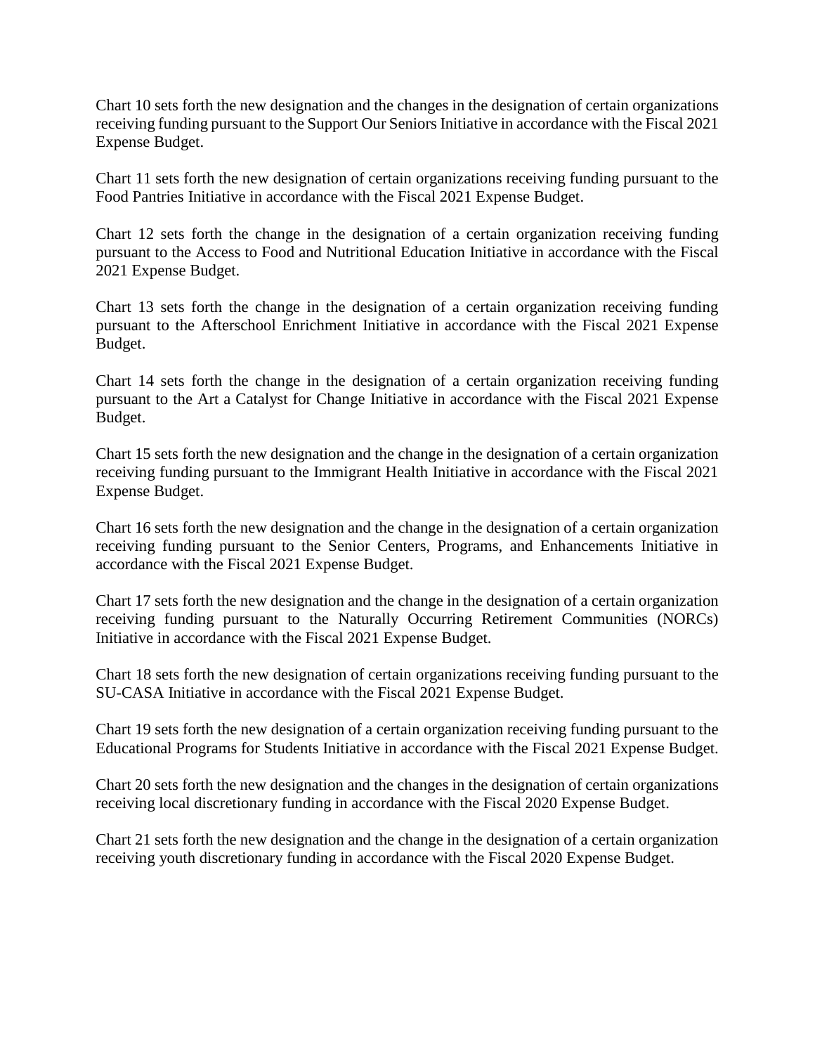Chart 10 sets forth the new designation and the changes in the designation of certain organizations receiving funding pursuant to the Support Our Seniors Initiative in accordance with the Fiscal 2021 Expense Budget.

Chart 11 sets forth the new designation of certain organizations receiving funding pursuant to the Food Pantries Initiative in accordance with the Fiscal 2021 Expense Budget.

Chart 12 sets forth the change in the designation of a certain organization receiving funding pursuant to the Access to Food and Nutritional Education Initiative in accordance with the Fiscal 2021 Expense Budget.

Chart 13 sets forth the change in the designation of a certain organization receiving funding pursuant to the Afterschool Enrichment Initiative in accordance with the Fiscal 2021 Expense Budget.

Chart 14 sets forth the change in the designation of a certain organization receiving funding pursuant to the Art a Catalyst for Change Initiative in accordance with the Fiscal 2021 Expense Budget.

Chart 15 sets forth the new designation and the change in the designation of a certain organization receiving funding pursuant to the Immigrant Health Initiative in accordance with the Fiscal 2021 Expense Budget.

Chart 16 sets forth the new designation and the change in the designation of a certain organization receiving funding pursuant to the Senior Centers, Programs, and Enhancements Initiative in accordance with the Fiscal 2021 Expense Budget.

Chart 17 sets forth the new designation and the change in the designation of a certain organization receiving funding pursuant to the Naturally Occurring Retirement Communities (NORCs) Initiative in accordance with the Fiscal 2021 Expense Budget.

Chart 18 sets forth the new designation of certain organizations receiving funding pursuant to the SU-CASA Initiative in accordance with the Fiscal 2021 Expense Budget.

Chart 19 sets forth the new designation of a certain organization receiving funding pursuant to the Educational Programs for Students Initiative in accordance with the Fiscal 2021 Expense Budget.

Chart 20 sets forth the new designation and the changes in the designation of certain organizations receiving local discretionary funding in accordance with the Fiscal 2020 Expense Budget.

Chart 21 sets forth the new designation and the change in the designation of a certain organization receiving youth discretionary funding in accordance with the Fiscal 2020 Expense Budget.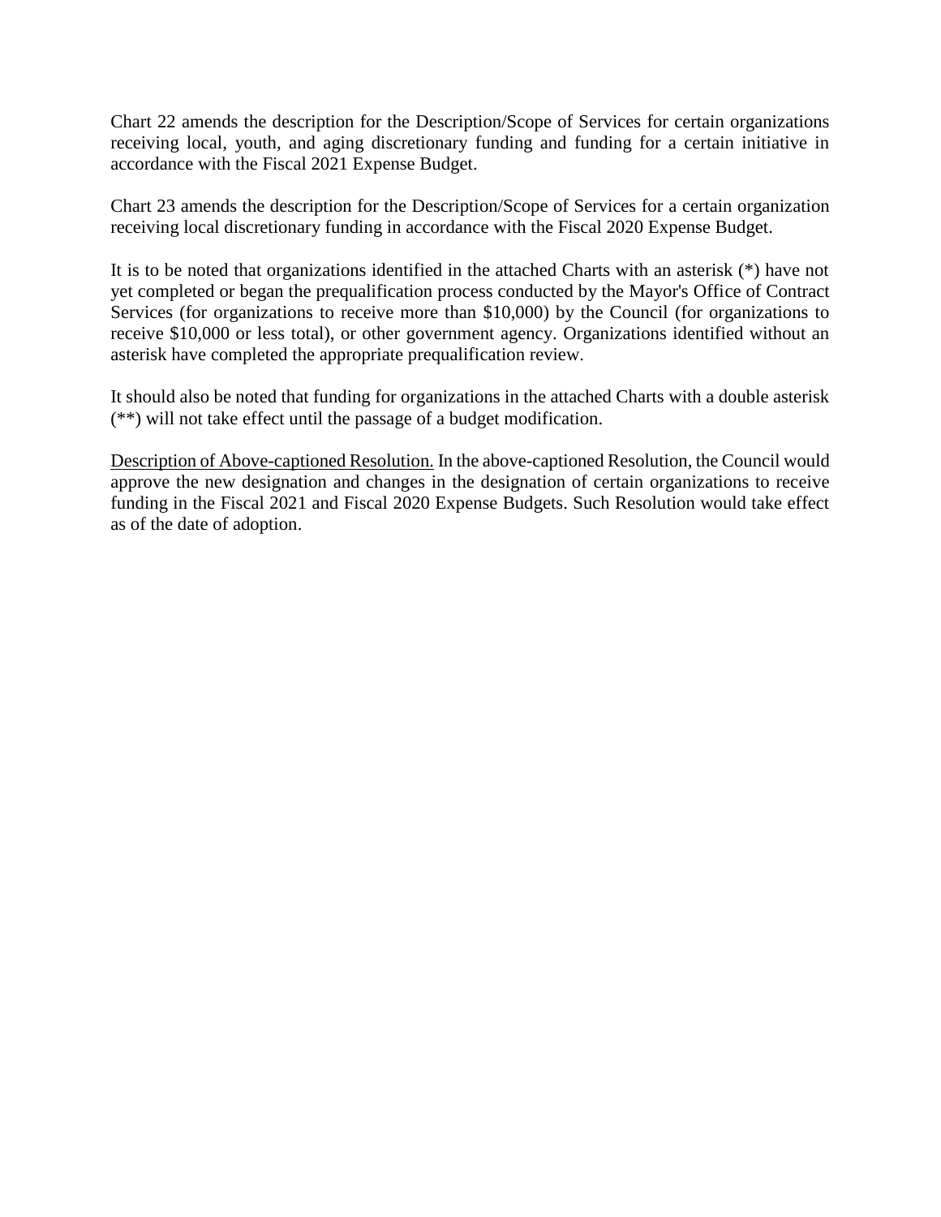Chart 22 amends the description for the Description/Scope of Services for certain organizations receiving local, youth, and aging discretionary funding and funding for a certain initiative in accordance with the Fiscal 2021 Expense Budget.

Chart 23 amends the description for the Description/Scope of Services for a certain organization receiving local discretionary funding in accordance with the Fiscal 2020 Expense Budget.

It is to be noted that organizations identified in the attached Charts with an asterisk (*) have not yet completed or began the prequalification process conducted by the Mayor's Office of Contract Services (for organizations to receive more than $10,000) by the Council (for organizations to receive $10,000 or less total), or other government agency. Organizations identified without an asterisk have completed the appropriate prequalification review.

It should also be noted that funding for organizations in the attached Charts with a double asterisk (**) will not take effect until the passage of a budget modification.

<u>Description of Above-captioned Resolution.</u> In the above-captioned Resolution, the Council would approve the new designation and changes in the designation of certain organizations to receive funding in the Fiscal 2021 and Fiscal 2020 Expense Budgets. Such Resolution would take effect as of the date of adoption.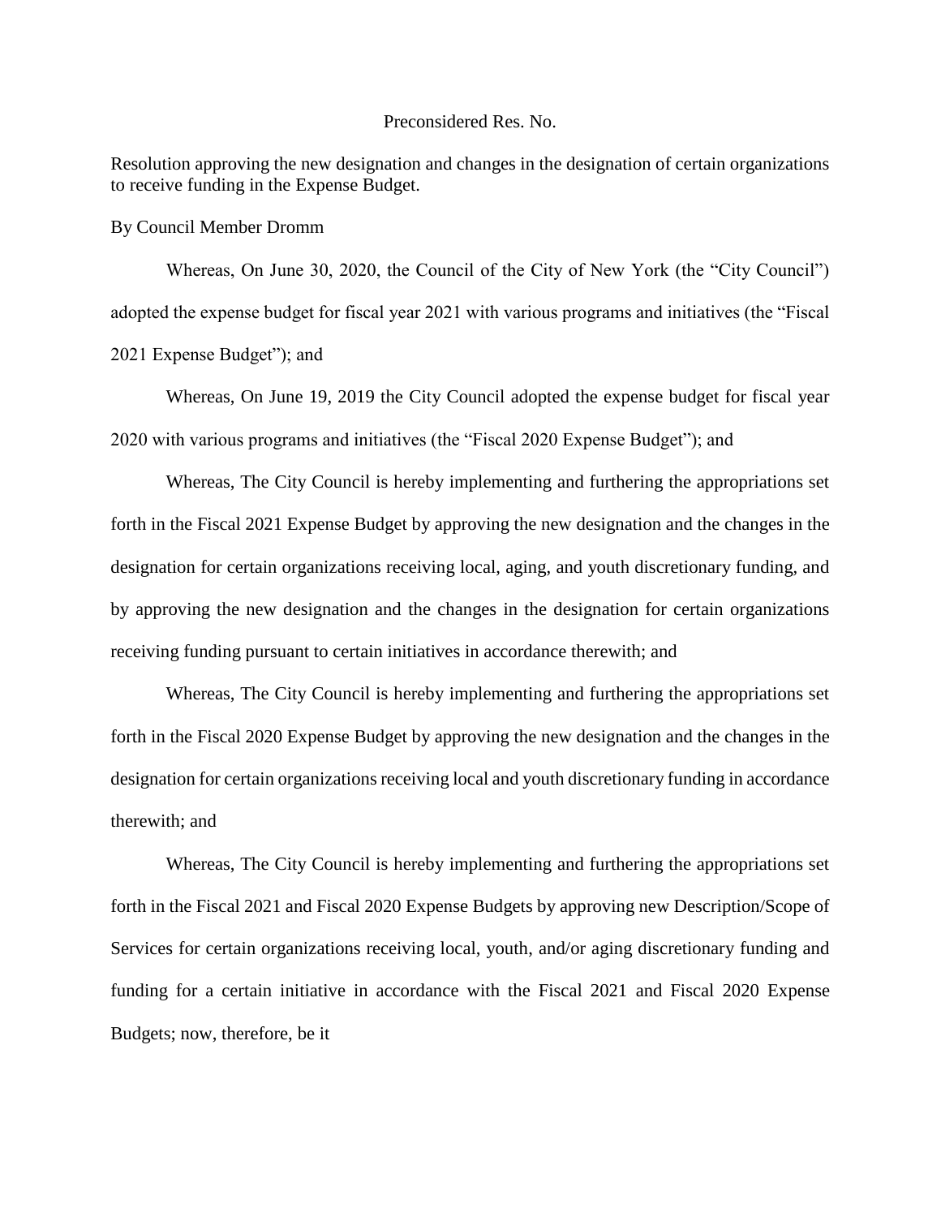Preconsidered Res. No.

Resolution approving the new designation and changes in the designation of certain organizations to receive funding in the Expense Budget.

By Council Member Dromm

Whereas, On June 30, 2020, the Council of the City of New York (the "City Council") adopted the expense budget for fiscal year 2021 with various programs and initiatives (the "Fiscal 2021 Expense Budget"); and

Whereas, On June 19, 2019 the City Council adopted the expense budget for fiscal year 2020 with various programs and initiatives (the "Fiscal 2020 Expense Budget"); and

Whereas, The City Council is hereby implementing and furthering the appropriations set forth in the Fiscal 2021 Expense Budget by approving the new designation and the changes in the designation for certain organizations receiving local, aging, and youth discretionary funding, and by approving the new designation and the changes in the designation for certain organizations receiving funding pursuant to certain initiatives in accordance therewith; and

Whereas, The City Council is hereby implementing and furthering the appropriations set forth in the Fiscal 2020 Expense Budget by approving the new designation and the changes in the designation for certain organizations receiving local and youth discretionary funding in accordance therewith; and

Whereas, The City Council is hereby implementing and furthering the appropriations set forth in the Fiscal 2021 and Fiscal 2020 Expense Budgets by approving new Description/Scope of Services for certain organizations receiving local, youth, and/or aging discretionary funding and funding for a certain initiative in accordance with the Fiscal 2021 and Fiscal 2020 Expense Budgets; now, therefore, be it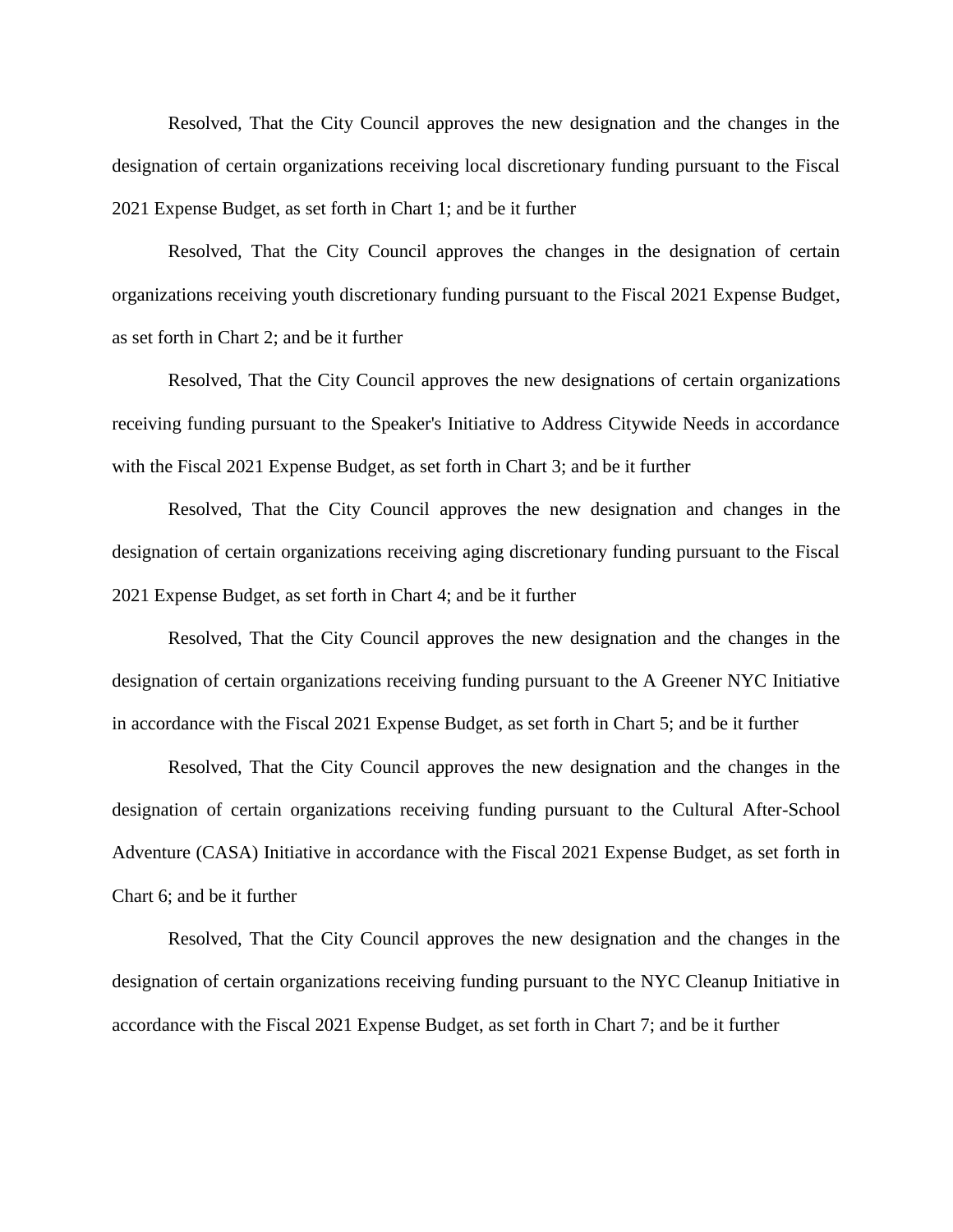Resolved, That the City Council approves the new designation and the changes in the designation of certain organizations receiving local discretionary funding pursuant to the Fiscal 2021 Expense Budget, as set forth in Chart 1; and be it further

Resolved, That the City Council approves the changes in the designation of certain organizations receiving youth discretionary funding pursuant to the Fiscal 2021 Expense Budget, as set forth in Chart 2; and be it further

Resolved, That the City Council approves the new designations of certain organizations receiving funding pursuant to the Speaker's Initiative to Address Citywide Needs in accordance with the Fiscal 2021 Expense Budget, as set forth in Chart 3; and be it further

Resolved, That the City Council approves the new designation and changes in the designation of certain organizations receiving aging discretionary funding pursuant to the Fiscal 2021 Expense Budget, as set forth in Chart 4; and be it further

Resolved, That the City Council approves the new designation and the changes in the designation of certain organizations receiving funding pursuant to the A Greener NYC Initiative in accordance with the Fiscal 2021 Expense Budget, as set forth in Chart 5; and be it further

Resolved, That the City Council approves the new designation and the changes in the designation of certain organizations receiving funding pursuant to the Cultural After-School Adventure (CASA) Initiative in accordance with the Fiscal 2021 Expense Budget, as set forth in Chart 6; and be it further

Resolved, That the City Council approves the new designation and the changes in the designation of certain organizations receiving funding pursuant to the NYC Cleanup Initiative in accordance with the Fiscal 2021 Expense Budget, as set forth in Chart 7; and be it further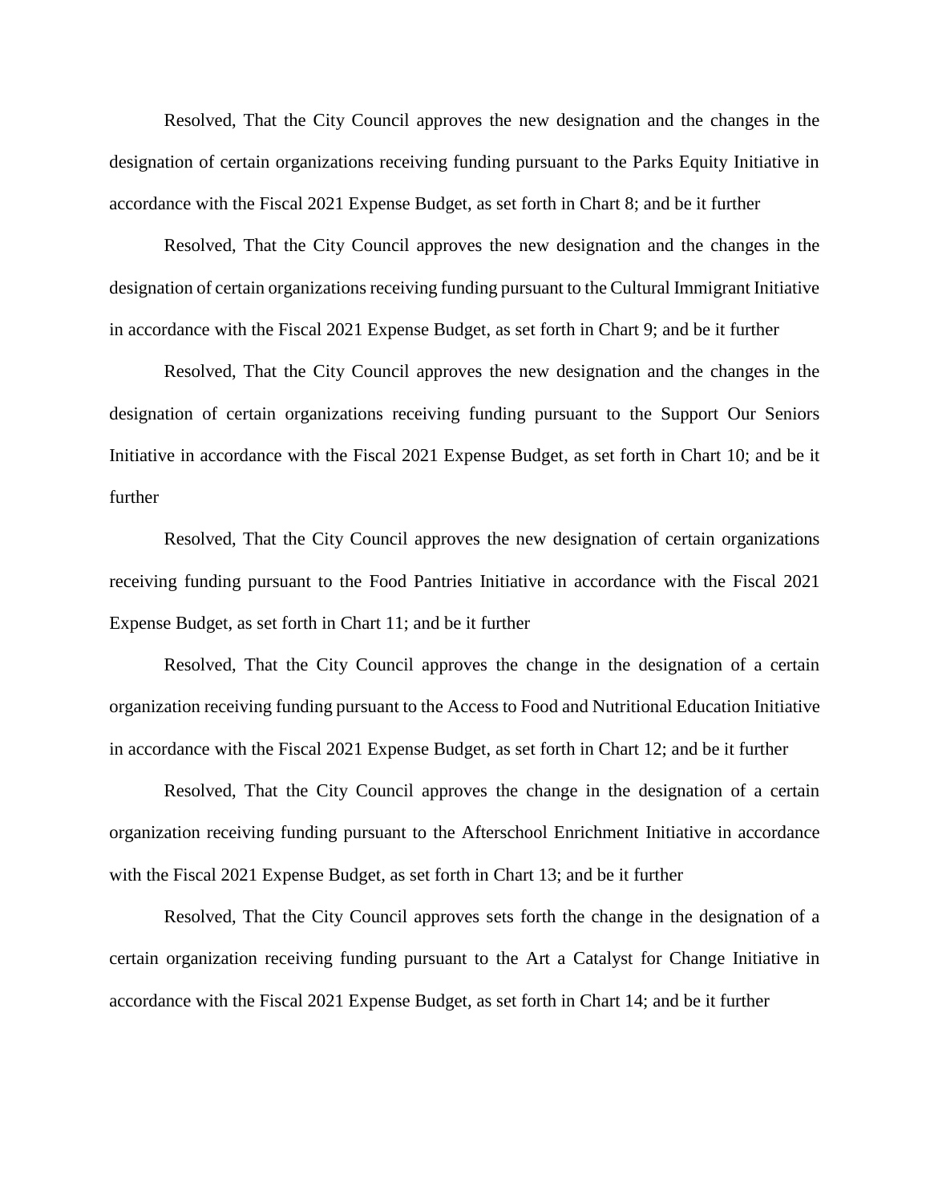Resolved, That the City Council approves the new designation and the changes in the designation of certain organizations receiving funding pursuant to the Parks Equity Initiative in accordance with the Fiscal 2021 Expense Budget, as set forth in Chart 8; and be it further

Resolved, That the City Council approves the new designation and the changes in the designation of certain organizations receiving funding pursuant to the Cultural Immigrant Initiative in accordance with the Fiscal 2021 Expense Budget, as set forth in Chart 9; and be it further

Resolved, That the City Council approves the new designation and the changes in the designation of certain organizations receiving funding pursuant to the Support Our Seniors Initiative in accordance with the Fiscal 2021 Expense Budget, as set forth in Chart 10; and be it further

Resolved, That the City Council approves the new designation of certain organizations receiving funding pursuant to the Food Pantries Initiative in accordance with the Fiscal 2021 Expense Budget, as set forth in Chart 11; and be it further

Resolved, That the City Council approves the change in the designation of a certain organization receiving funding pursuant to the Access to Food and Nutritional Education Initiative in accordance with the Fiscal 2021 Expense Budget, as set forth in Chart 12; and be it further

Resolved, That the City Council approves the change in the designation of a certain organization receiving funding pursuant to the Afterschool Enrichment Initiative in accordance with the Fiscal 2021 Expense Budget, as set forth in Chart 13; and be it further

Resolved, That the City Council approves sets forth the change in the designation of a certain organization receiving funding pursuant to the Art a Catalyst for Change Initiative in accordance with the Fiscal 2021 Expense Budget, as set forth in Chart 14; and be it further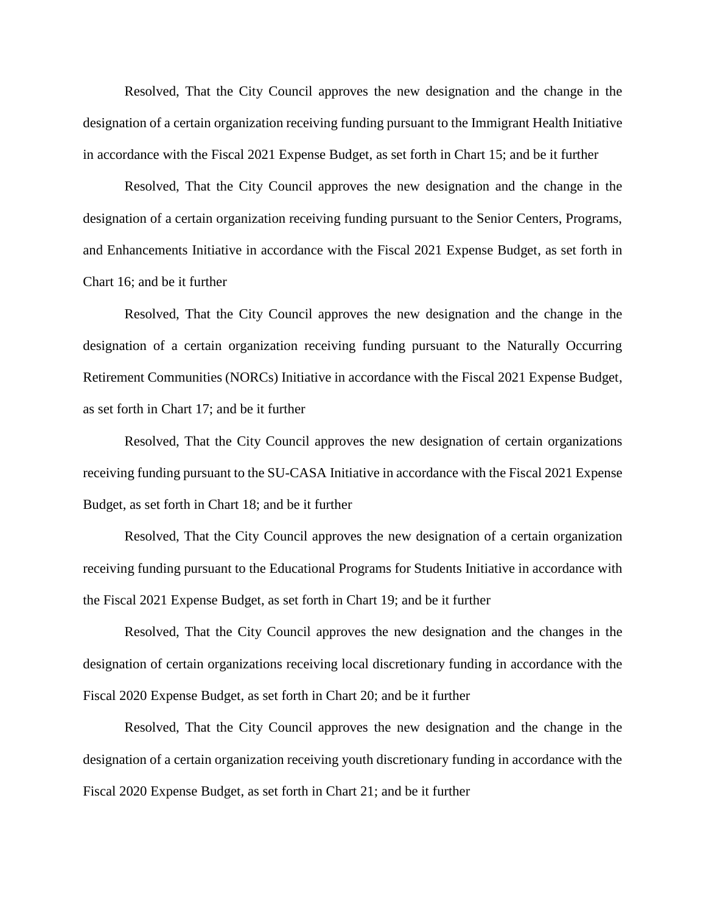Resolved, That the City Council approves the new designation and the change in the designation of a certain organization receiving funding pursuant to the Immigrant Health Initiative in accordance with the Fiscal 2021 Expense Budget, as set forth in Chart 15; and be it further

Resolved, That the City Council approves the new designation and the change in the designation of a certain organization receiving funding pursuant to the Senior Centers, Programs, and Enhancements Initiative in accordance with the Fiscal 2021 Expense Budget, as set forth in Chart 16; and be it further

Resolved, That the City Council approves the new designation and the change in the designation of a certain organization receiving funding pursuant to the Naturally Occurring Retirement Communities (NORCs) Initiative in accordance with the Fiscal 2021 Expense Budget, as set forth in Chart 17; and be it further

Resolved, That the City Council approves the new designation of certain organizations receiving funding pursuant to the SU-CASA Initiative in accordance with the Fiscal 2021 Expense Budget, as set forth in Chart 18; and be it further

Resolved, That the City Council approves the new designation of a certain organization receiving funding pursuant to the Educational Programs for Students Initiative in accordance with the Fiscal 2021 Expense Budget, as set forth in Chart 19; and be it further

Resolved, That the City Council approves the new designation and the changes in the designation of certain organizations receiving local discretionary funding in accordance with the Fiscal 2020 Expense Budget, as set forth in Chart 20; and be it further

Resolved, That the City Council approves the new designation and the change in the designation of a certain organization receiving youth discretionary funding in accordance with the Fiscal 2020 Expense Budget, as set forth in Chart 21; and be it further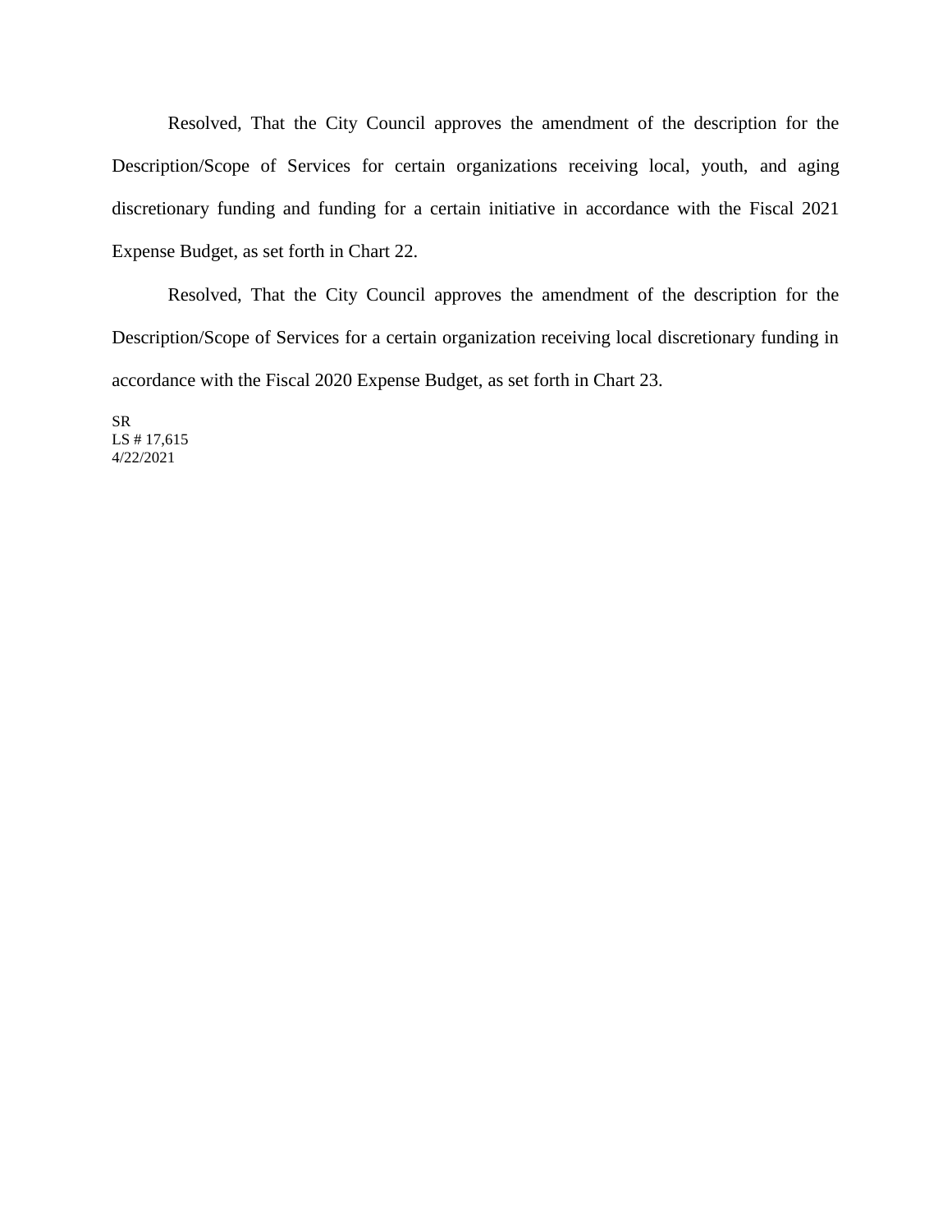Resolved, That the City Council approves the amendment of the description for the Description/Scope of Services for certain organizations receiving local, youth, and aging discretionary funding and funding for a certain initiative in accordance with the Fiscal 2021 Expense Budget, as set forth in Chart 22.

Resolved, That the City Council approves the amendment of the description for the Description/Scope of Services for a certain organization receiving local discretionary funding in accordance with the Fiscal 2020 Expense Budget, as set forth in Chart 23.

SR
LS # 17,615
4/22/2021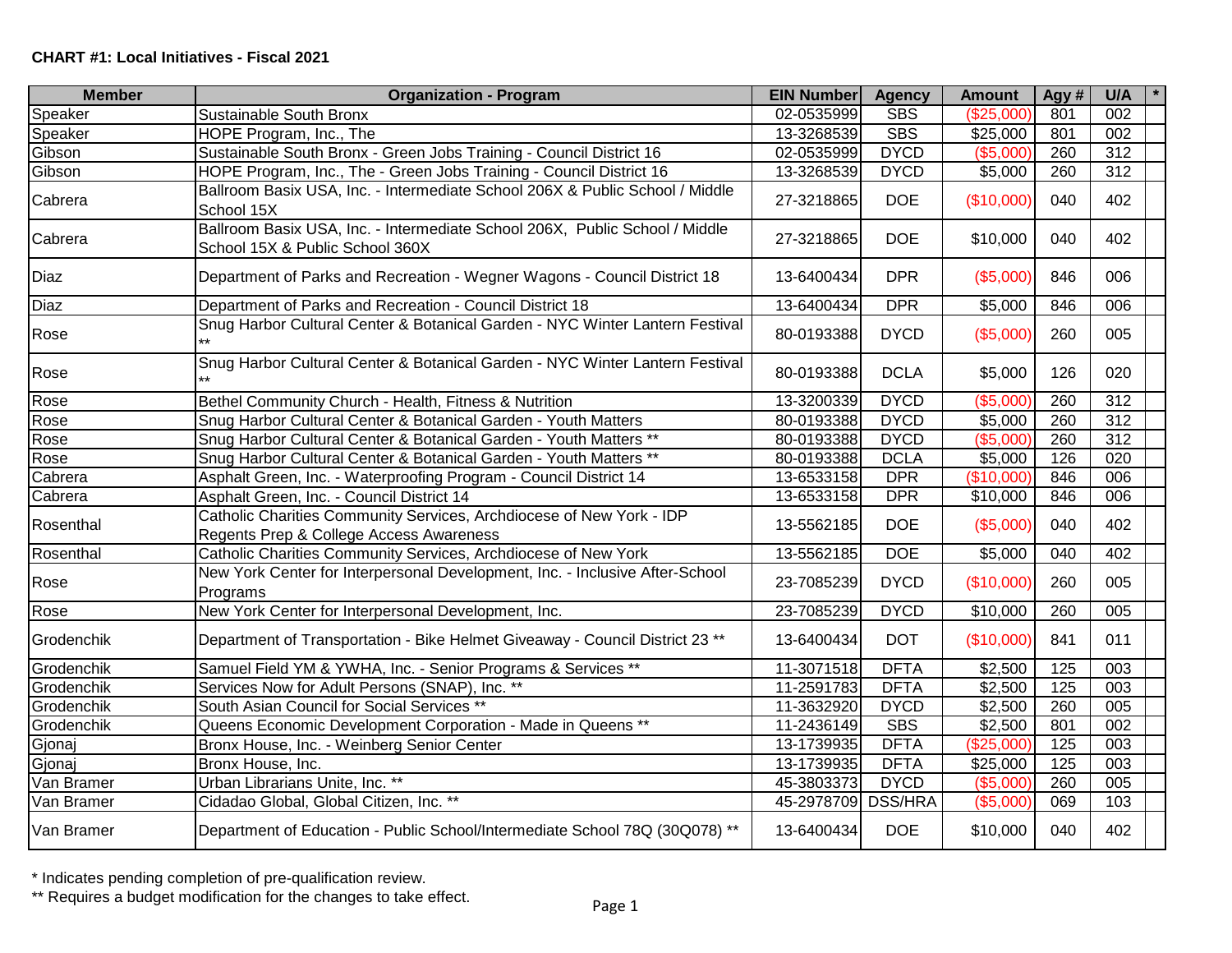**CHART #1: Local Initiatives - Fiscal 2021**

| Member | Organization - Program | EIN Number | Agency | Amount | Agy # | U/A | * |
|---|---|---|---|---|---|---|---|
| Speaker | Sustainable South Bronx | 02-0535999 | SBS | ($25,000) | 801 | 002 | |
| Speaker | HOPE Program, Inc., The | 13-3268539 | SBS | $25,000 | 801 | 002 | |
| Gibson | Sustainable South Bronx - Green Jobs Training - Council District 16 | 02-0535999 | DYCD | ($5,000) | 260 | 312 | |
| Gibson | HOPE Program, Inc., The - Green Jobs Training - Council District 16 | 13-3268539 | DYCD | $5,000 | 260 | 312 | |
| Cabrera | Ballroom Basix USA, Inc. - Intermediate School 206X & Public School / Middle School 15X | 27-3218865 | DOE | ($10,000) | 040 | 402 | |
| Cabrera | Ballroom Basix USA, Inc. - Intermediate School 206X, Public School / Middle School 15X & Public School 360X | 27-3218865 | DOE | $10,000 | 040 | 402 | |
| Diaz | Department of Parks and Recreation - Wegner Wagons - Council District 18 | 13-6400434 | DPR | ($5,000) | 846 | 006 | |
| Diaz | Department of Parks and Recreation - Council District 18 | 13-6400434 | DPR | $5,000 | 846 | 006 | |
| Rose | Snug Harbor Cultural Center & Botanical Garden - NYC Winter Lantern Festival ** | 80-0193388 | DYCD | ($5,000) | 260 | 005 | |
| Rose | Snug Harbor Cultural Center & Botanical Garden - NYC Winter Lantern Festival ** | 80-0193388 | DCLA | $5,000 | 126 | 020 | |
| Rose | Bethel Community Church - Health, Fitness & Nutrition | 13-3200339 | DYCD | ($5,000) | 260 | 312 | |
| Rose | Snug Harbor Cultural Center & Botanical Garden - Youth Matters | 80-0193388 | DYCD | $5,000 | 260 | 312 | |
| Rose | Snug Harbor Cultural Center & Botanical Garden - Youth Matters ** | 80-0193388 | DYCD | ($5,000) | 260 | 312 | |
| Rose | Snug Harbor Cultural Center & Botanical Garden - Youth Matters ** | 80-0193388 | DCLA | $5,000 | 126 | 020 | |
| Cabrera | Asphalt Green, Inc. - Waterproofing Program - Council District 14 | 13-6533158 | DPR | ($10,000) | 846 | 006 | |
| Cabrera | Asphalt Green, Inc. - Council District 14 | 13-6533158 | DPR | $10,000 | 846 | 006 | |
| Rosenthal | Catholic Charities Community Services, Archdiocese of New York - IDP Regents Prep & College Access Awareness | 13-5562185 | DOE | ($5,000) | 040 | 402 | |
| Rosenthal | Catholic Charities Community Services, Archdiocese of New York | 13-5562185 | DOE | $5,000 | 040 | 402 | |
| Rose | New York Center for Interpersonal Development, Inc. - Inclusive After-School Programs | 23-7085239 | DYCD | ($10,000) | 260 | 005 | |
| Rose | New York Center for Interpersonal Development, Inc. | 23-7085239 | DYCD | $10,000 | 260 | 005 | |
| Grodenchik | Department of Transportation - Bike Helmet Giveaway - Council District 23 ** | 13-6400434 | DOT | ($10,000) | 841 | 011 | |
| Grodenchik | Samuel Field YM & YWHA, Inc. - Senior Programs & Services ** | 11-3071518 | DFTA | $2,500 | 125 | 003 | |
| Grodenchik | Services Now for Adult Persons (SNAP), Inc. ** | 11-2591783 | DFTA | $2,500 | 125 | 003 | |
| Grodenchik | South Asian Council for Social Services ** | 11-3632920 | DYCD | $2,500 | 260 | 005 | |
| Grodenchik | Queens Economic Development Corporation - Made in Queens ** | 11-2436149 | SBS | $2,500 | 801 | 002 | |
| Gjonaj | Bronx House, Inc. - Weinberg Senior Center | 13-1739935 | DFTA | ($25,000) | 125 | 003 | |
| Gjonaj | Bronx House, Inc. | 13-1739935 | DFTA | $25,000 | 125 | 003 | |
| Van Bramer | Urban Librarians Unite, Inc. ** | 45-3803373 | DYCD | ($5,000) | 260 | 005 | |
| Van Bramer | Cidadao Global, Global Citizen, Inc. ** | 45-2978709 | DSS/HRA | ($5,000) | 069 | 103 | |
| Van Bramer | Department of Education - Public School/Intermediate School 78Q (30Q078) ** | 13-6400434 | DOE | $10,000 | 040 | 402 | |

\* Indicates pending completion of pre-qualification review.

\** Requires a budget modification for the changes to take effect.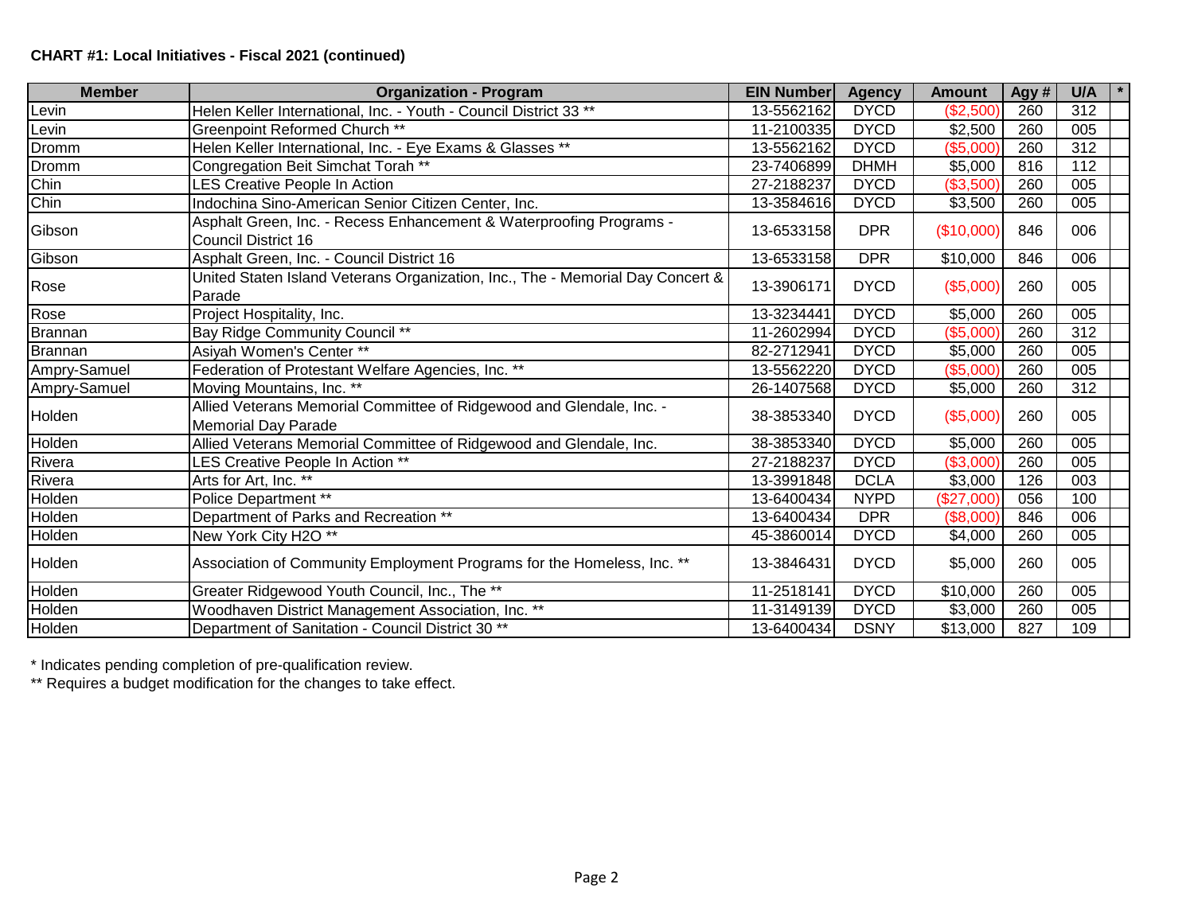**CHART #1: Local Initiatives - Fiscal 2021 (continued)**

| Member | Organization - Program | EIN Number | Agency | Amount | Agy # | U/A | * |
|---|---|---|---|---|---|---|---|
| Levin | Helen Keller International, Inc. - Youth - Council District 33 ** | 13-5562162 | DYCD | ($2,500) | 260 | 312 | |
| Levin | Greenpoint Reformed Church ** | 11-2100335 | DYCD | $2,500 | 260 | 005 | |
| Dromm | Helen Keller International, Inc. - Eye Exams & Glasses ** | 13-5562162 | DYCD | ($5,000) | 260 | 312 | |
| Dromm | Congregation Beit Simchat Torah ** | 23-7406899 | DHMH | $5,000 | 816 | 112 | |
| Chin | LES Creative People In Action | 27-2188237 | DYCD | ($3,500) | 260 | 005 | |
| Chin | Indochina Sino-American Senior Citizen Center, Inc. | 13-3584616 | DYCD | $3,500 | 260 | 005 | |
| Gibson | Asphalt Green, Inc. - Recess Enhancement & Waterproofing Programs - Council District 16 | 13-6533158 | DPR | ($10,000) | 846 | 006 | |
| Gibson | Asphalt Green, Inc. - Council District 16 | 13-6533158 | DPR | $10,000 | 846 | 006 | |
| Rose | United Staten Island Veterans Organization, Inc., The - Memorial Day Concert & Parade | 13-3906171 | DYCD | ($5,000) | 260 | 005 | |
| Rose | Project Hospitality, Inc. | 13-3234441 | DYCD | $5,000 | 260 | 005 | |
| Brannan | Bay Ridge Community Council ** | 11-2602994 | DYCD | ($5,000) | 260 | 312 | |
| Brannan | Asiyah Women's Center ** | 82-2712941 | DYCD | $5,000 | 260 | 005 | |
| Ampry-Samuel | Federation of Protestant Welfare Agencies, Inc. ** | 13-5562220 | DYCD | ($5,000) | 260 | 005 | |
| Ampry-Samuel | Moving Mountains, Inc. ** | 26-1407568 | DYCD | $5,000 | 260 | 312 | |
| Holden | Allied Veterans Memorial Committee of Ridgewood and Glendale, Inc. - Memorial Day Parade | 38-3853340 | DYCD | ($5,000) | 260 | 005 | |
| Holden | Allied Veterans Memorial Committee of Ridgewood and Glendale, Inc. | 38-3853340 | DYCD | $5,000 | 260 | 005 | |
| Rivera | LES Creative People In Action ** | 27-2188237 | DYCD | ($3,000) | 260 | 005 | |
| Rivera | Arts for Art, Inc. ** | 13-3991848 | DCLA | $3,000 | 126 | 003 | |
| Holden | Police Department ** | 13-6400434 | NYPD | ($27,000) | 056 | 100 | |
| Holden | Department of Parks and Recreation ** | 13-6400434 | DPR | ($8,000) | 846 | 006 | |
| Holden | New York City H2O ** | 45-3860014 | DYCD | $4,000 | 260 | 005 | |
| Holden | Association of Community Employment Programs for the Homeless, Inc. ** | 13-3846431 | DYCD | $5,000 | 260 | 005 | |
| Holden | Greater Ridgewood Youth Council, Inc., The ** | 11-2518141 | DYCD | $10,000 | 260 | 005 | |
| Holden | Woodhaven District Management Association, Inc. ** | 11-3149139 | DYCD | $3,000 | 260 | 005 | |
| Holden | Department of Sanitation - Council District 30 ** | 13-6400434 | DSNY | $13,000 | 827 | 109 | |

* Indicates pending completion of pre-qualification review.

** Requires a budget modification for the changes to take effect.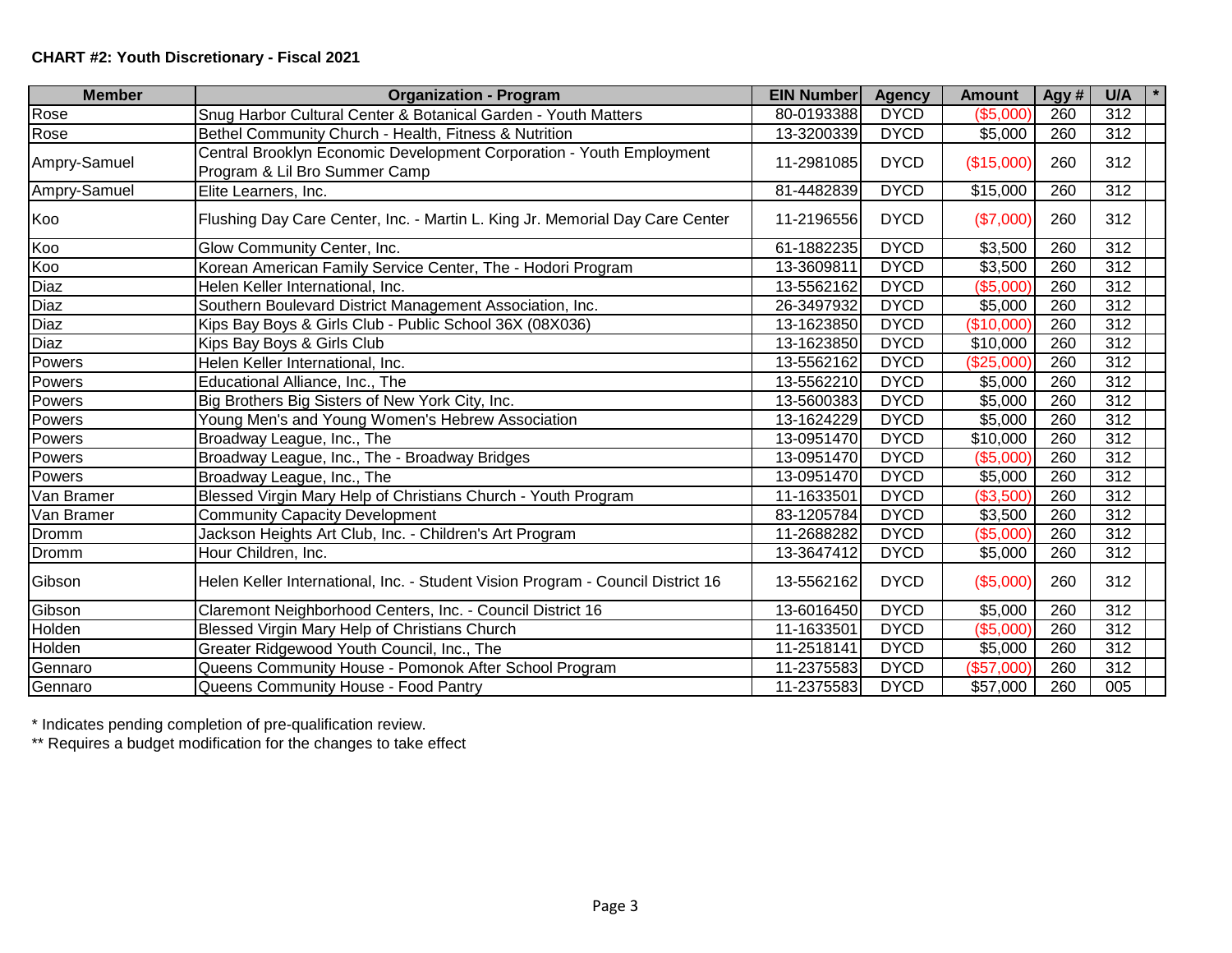**CHART #2: Youth Discretionary - Fiscal 2021**

| Member | Organization - Program | EIN Number | Agency | Amount | Agy # | U/A | * |
|---|---|---|---|---|---|---|---|
| Rose | Snug Harbor Cultural Center & Botanical Garden - Youth Matters | 80-0193388 | DYCD | ($5,000) | 260 | 312 | |
| Rose | Bethel Community Church - Health, Fitness & Nutrition | 13-3200339 | DYCD | $5,000 | 260 | 312 | |
| Ampry-Samuel | Central Brooklyn Economic Development Corporation - Youth Employment Program & Lil Bro Summer Camp | 11-2981085 | DYCD | ($15,000) | 260 | 312 | |
| Ampry-Samuel | Elite Learners, Inc. | 81-4482839 | DYCD | $15,000 | 260 | 312 | |
| Koo | Flushing Day Care Center, Inc. - Martin L. King Jr. Memorial Day Care Center | 11-2196556 | DYCD | ($7,000) | 260 | 312 | |
| Koo | Glow Community Center, Inc. | 61-1882235 | DYCD | $3,500 | 260 | 312 | |
| Koo | Korean American Family Service Center, The - Hodori Program | 13-3609811 | DYCD | $3,500 | 260 | 312 | |
| Diaz | Helen Keller International, Inc. | 13-5562162 | DYCD | ($5,000) | 260 | 312 | |
| Diaz | Southern Boulevard District Management Association, Inc. | 26-3497932 | DYCD | $5,000 | 260 | 312 | |
| Diaz | Kips Bay Boys & Girls Club - Public School 36X (08X036) | 13-1623850 | DYCD | ($10,000) | 260 | 312 | |
| Diaz | Kips Bay Boys & Girls Club | 13-1623850 | DYCD | $10,000 | 260 | 312 | |
| Powers | Helen Keller International, Inc. | 13-5562162 | DYCD | ($25,000) | 260 | 312 | |
| Powers | Educational Alliance, Inc., The | 13-5562210 | DYCD | $5,000 | 260 | 312 | |
| Powers | Big Brothers Big Sisters of New York City, Inc. | 13-5600383 | DYCD | $5,000 | 260 | 312 | |
| Powers | Young Men's and Young Women's Hebrew Association | 13-1624229 | DYCD | $5,000 | 260 | 312 | |
| Powers | Broadway League, Inc., The | 13-0951470 | DYCD | $10,000 | 260 | 312 | |
| Powers | Broadway League, Inc., The - Broadway Bridges | 13-0951470 | DYCD | ($5,000) | 260 | 312 | |
| Powers | Broadway League, Inc., The | 13-0951470 | DYCD | $5,000 | 260 | 312 | |
| Van Bramer | Blessed Virgin Mary Help of Christians Church - Youth Program | 11-1633501 | DYCD | ($3,500) | 260 | 312 | |
| Van Bramer | Community Capacity Development | 83-1205784 | DYCD | $3,500 | 260 | 312 | |
| Dromm | Jackson Heights Art Club, Inc. - Children's Art Program | 11-2688282 | DYCD | ($5,000) | 260 | 312 | |
| Dromm | Hour Children, Inc. | 13-3647412 | DYCD | $5,000 | 260 | 312 | |
| Gibson | Helen Keller International, Inc. - Student Vision Program - Council District 16 | 13-5562162 | DYCD | ($5,000) | 260 | 312 | |
| Gibson | Claremont Neighborhood Centers, Inc. - Council District 16 | 13-6016450 | DYCD | $5,000 | 260 | 312 | |
| Holden | Blessed Virgin Mary Help of Christians Church | 11-1633501 | DYCD | ($5,000) | 260 | 312 | |
| Holden | Greater Ridgewood Youth Council, Inc., The | 11-2518141 | DYCD | $5,000 | 260 | 312 | |
| Gennaro | Queens Community House - Pomonok After School Program | 11-2375583 | DYCD | ($57,000) | 260 | 312 | |
| Gennaro | Queens Community House - Food Pantry | 11-2375583 | DYCD | $57,000 | 260 | 005 | |

* Indicates pending completion of pre-qualification review.

** Requires a budget modification for the changes to take effect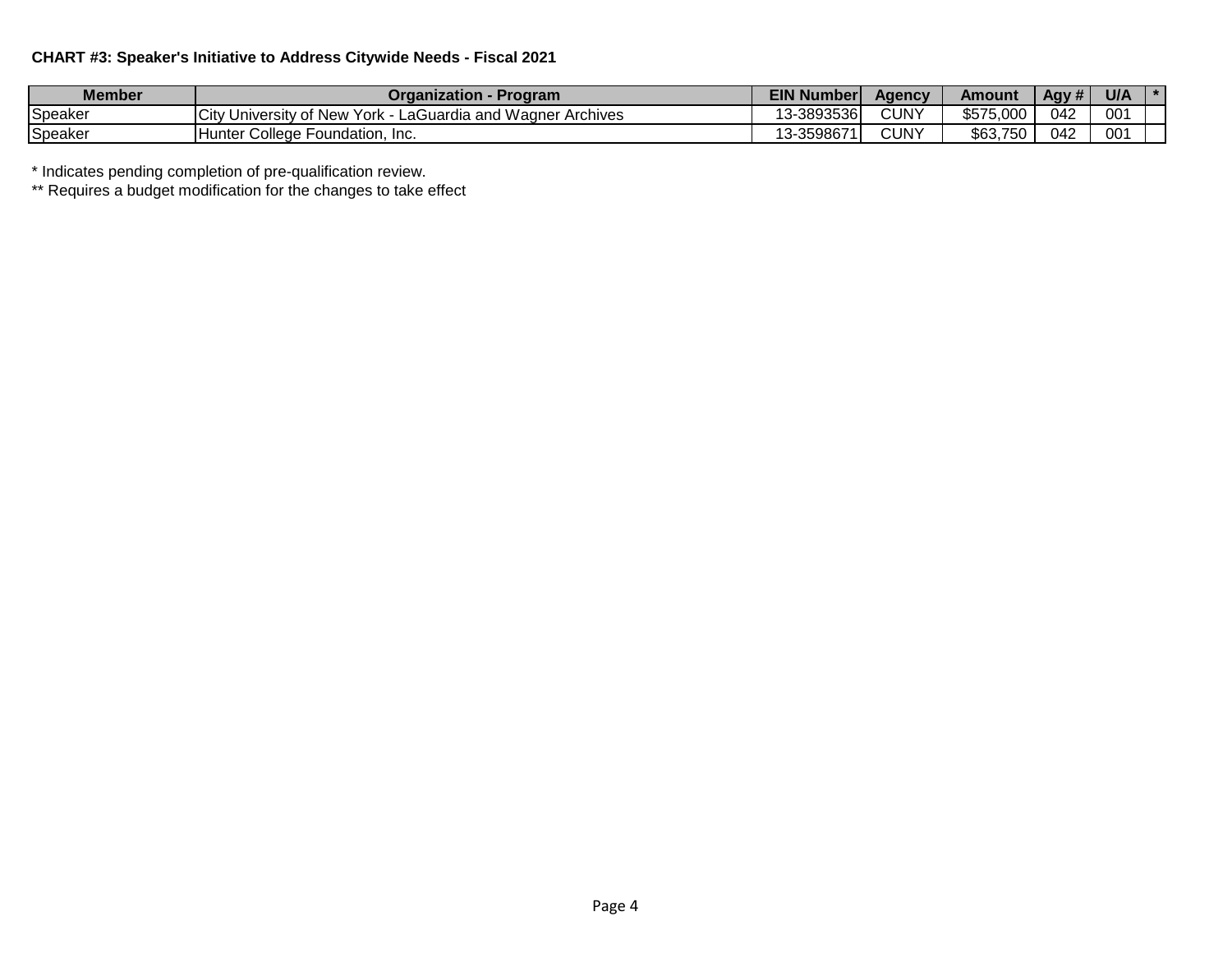**CHART #3: Speaker's Initiative to Address Citywide Needs - Fiscal 2021**

| Member | Organization - Program | EIN Number | Agency | Amount | Agy # | U/A | * |
|---|---|---|---|---|---|---|---|
| Speaker | City University of New York - LaGuardia and Wagner Archives | 13-3893536 | CUNY | $575,000 | 042 | 001 | |
| Speaker | Hunter College Foundation, Inc. | 13-3598671 | CUNY | $63,750 | 042 | 001 | |

* Indicates pending completion of pre-qualification review.

** Requires a budget modification for the changes to take effect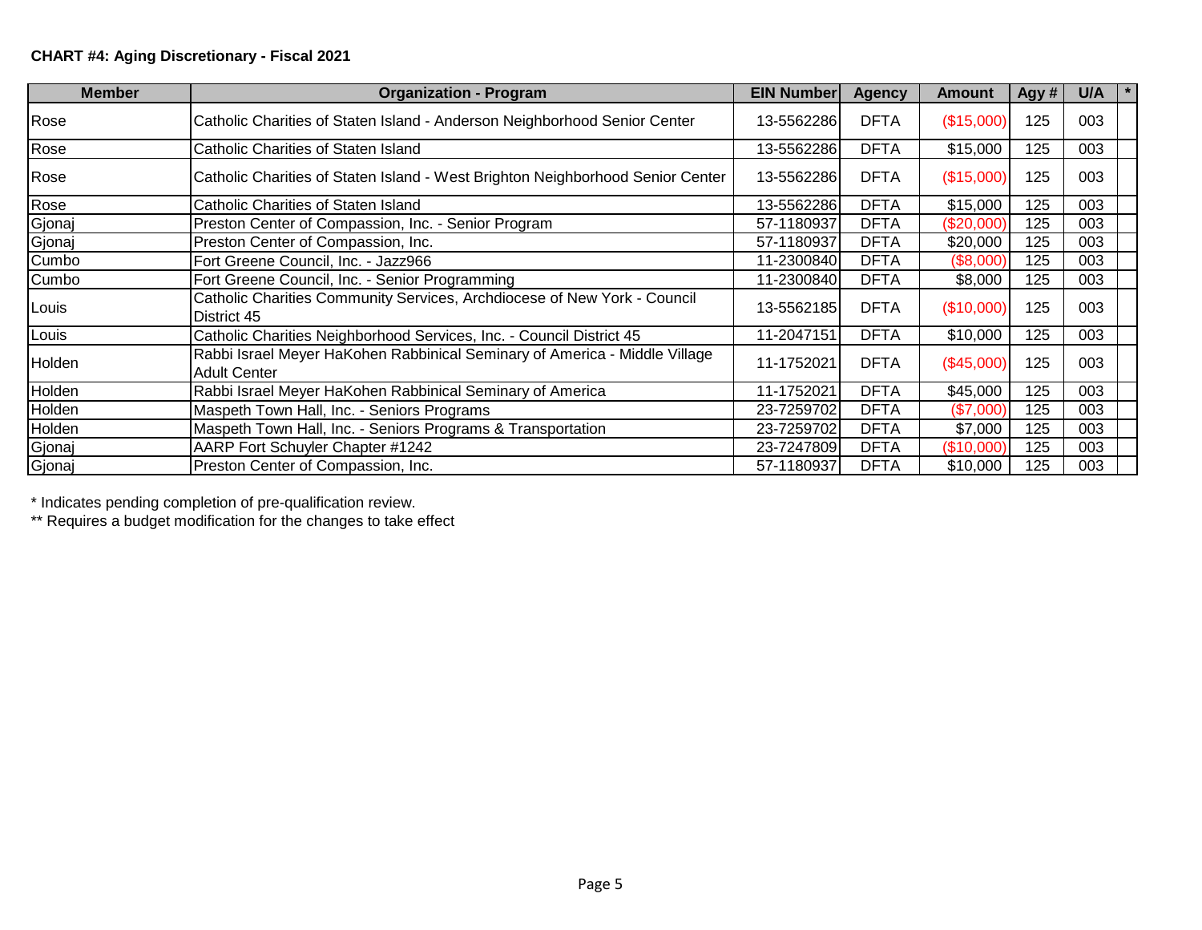**CHART #4: Aging Discretionary - Fiscal 2021**

| Member | Organization - Program | EIN Number | Agency | Amount | Agy # | U/A | * |
|---|---|---|---|---|---|---|---|
| Rose | Catholic Charities of Staten Island - Anderson Neighborhood Senior Center | 13-5562286 | DFTA | ($15,000) | 125 | 003 | |
| Rose | Catholic Charities of Staten Island | 13-5562286 | DFTA | $15,000 | 125 | 003 | |
| Rose | Catholic Charities of Staten Island - West Brighton Neighborhood Senior Center | 13-5562286 | DFTA | ($15,000) | 125 | 003 | |
| Rose | Catholic Charities of Staten Island | 13-5562286 | DFTA | $15,000 | 125 | 003 | |
| Gjonaj | Preston Center of Compassion, Inc. - Senior Program | 57-1180937 | DFTA | ($20,000) | 125 | 003 | |
| Gjonaj | Preston Center of Compassion, Inc. | 57-1180937 | DFTA | $20,000 | 125 | 003 | |
| Cumbo | Fort Greene Council, Inc. - Jazz966 | 11-2300840 | DFTA | ($8,000) | 125 | 003 | |
| Cumbo | Fort Greene Council, Inc. - Senior Programming | 11-2300840 | DFTA | $8,000 | 125 | 003 | |
| Louis | Catholic Charities Community Services, Archdiocese of New York - Council District 45 | 13-5562185 | DFTA | ($10,000) | 125 | 003 | |
| Louis | Catholic Charities Neighborhood Services, Inc. - Council District 45 | 11-2047151 | DFTA | $10,000 | 125 | 003 | |
| Holden | Rabbi Israel Meyer HaKohen Rabbinical Seminary of America - Middle Village Adult Center | 11-1752021 | DFTA | ($45,000) | 125 | 003 | |
| Holden | Rabbi Israel Meyer HaKohen Rabbinical Seminary of America | 11-1752021 | DFTA | $45,000 | 125 | 003 | |
| Holden | Maspeth Town Hall, Inc. - Seniors Programs | 23-7259702 | DFTA | ($7,000) | 125 | 003 | |
| Holden | Maspeth Town Hall, Inc. - Seniors Programs & Transportation | 23-7259702 | DFTA | $7,000 | 125 | 003 | |
| Gjonaj | AARP Fort Schuyler Chapter #1242 | 23-7247809 | DFTA | ($10,000) | 125 | 003 | |
| Gjonaj | Preston Center of Compassion, Inc. | 57-1180937 | DFTA | $10,000 | 125 | 003 | |

* Indicates pending completion of pre-qualification review.

** Requires a budget modification for the changes to take effect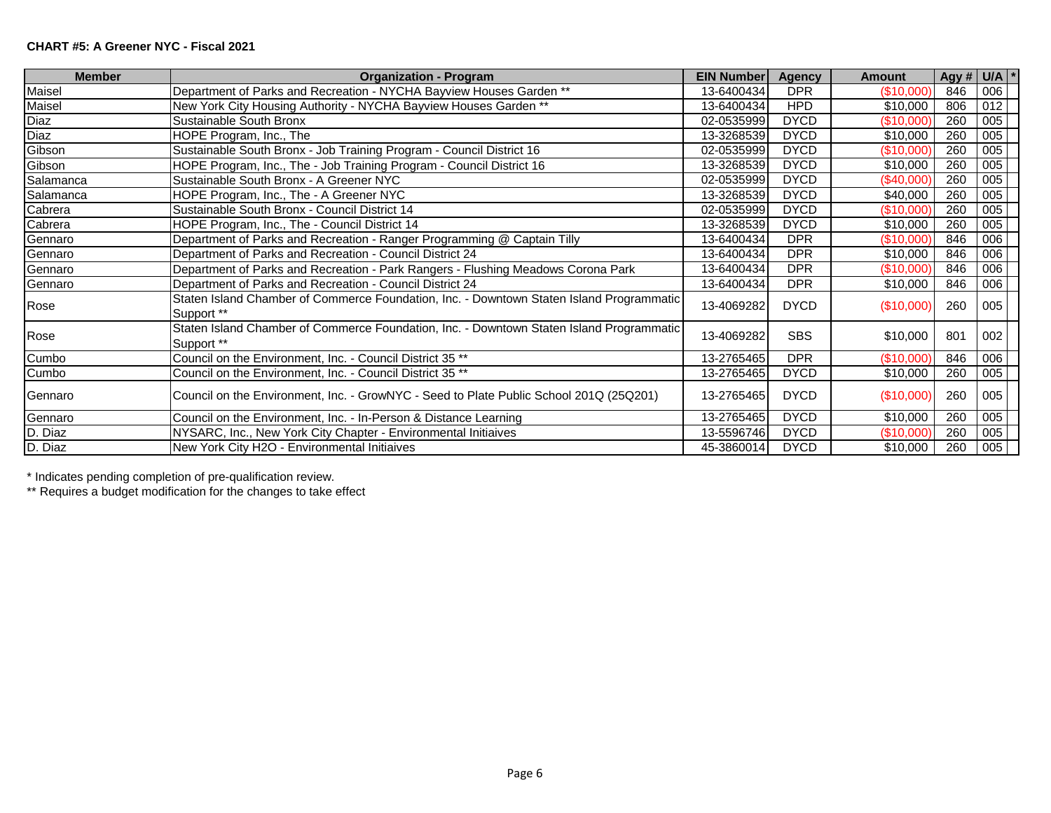**CHART #5: A Greener NYC - Fiscal 2021**

| Member | Organization - Program | EIN Number | Agency | Amount | Agy # | U/A | * |
|---|---|---|---|---|---|---|---|
| Maisel | Department of Parks and Recreation - NYCHA Bayview Houses Garden ** | 13-6400434 | DPR | ($10,000) | 846 | 006 | |
| Maisel | New York City Housing Authority - NYCHA Bayview Houses Garden ** | 13-6400434 | HPD | $10,000 | 806 | 012 | |
| Diaz | Sustainable South Bronx | 02-0535999 | DYCD | ($10,000) | 260 | 005 | |
| Diaz | HOPE Program, Inc., The | 13-3268539 | DYCD | $10,000 | 260 | 005 | |
| Gibson | Sustainable South Bronx - Job Training Program - Council District 16 | 02-0535999 | DYCD | ($10,000) | 260 | 005 | |
| Gibson | HOPE Program, Inc., The - Job Training Program - Council District 16 | 13-3268539 | DYCD | $10,000 | 260 | 005 | |
| Salamanca | Sustainable South Bronx - A Greener NYC | 02-0535999 | DYCD | ($40,000) | 260 | 005 | |
| Salamanca | HOPE Program, Inc., The - A Greener NYC | 13-3268539 | DYCD | $40,000 | 260 | 005 | |
| Cabrera | Sustainable South Bronx - Council District 14 | 02-0535999 | DYCD | ($10,000) | 260 | 005 | |
| Cabrera | HOPE Program, Inc., The - Council District 14 | 13-3268539 | DYCD | $10,000 | 260 | 005 | |
| Gennaro | Department of Parks and Recreation - Ranger Programming @ Captain Tilly | 13-6400434 | DPR | ($10,000) | 846 | 006 | |
| Gennaro | Department of Parks and Recreation - Council District 24 | 13-6400434 | DPR | $10,000 | 846 | 006 | |
| Gennaro | Department of Parks and Recreation - Park Rangers - Flushing Meadows Corona Park | 13-6400434 | DPR | ($10,000) | 846 | 006 | |
| Gennaro | Department of Parks and Recreation - Council District 24 | 13-6400434 | DPR | $10,000 | 846 | 006 | |
| Rose | Staten Island Chamber of Commerce Foundation, Inc. - Downtown Staten Island Programmatic Support ** | 13-4069282 | DYCD | ($10,000) | 260 | 005 | |
| Rose | Staten Island Chamber of Commerce Foundation, Inc. - Downtown Staten Island Programmatic Support ** | 13-4069282 | SBS | $10,000 | 801 | 002 | |
| Cumbo | Council on the Environment, Inc. - Council District 35 ** | 13-2765465 | DPR | ($10,000) | 846 | 006 | |
| Cumbo | Council on the Environment, Inc. - Council District 35 ** | 13-2765465 | DYCD | $10,000 | 260 | 005 | |
| Gennaro | Council on the Environment, Inc. - GrowNYC - Seed to Plate Public School 201Q (25Q201) | 13-2765465 | DYCD | ($10,000) | 260 | 005 | |
| Gennaro | Council on the Environment, Inc. - In-Person & Distance Learning | 13-2765465 | DYCD | $10,000 | 260 | 005 | |
| D. Diaz | NYSARC, Inc., New York City Chapter - Environmental Initiaives | 13-5596746 | DYCD | ($10,000) | 260 | 005 | |
| D. Diaz | New York City H2O - Environmental Initiaives | 45-3860014 | DYCD | $10,000 | 260 | 005 | |

\* Indicates pending completion of pre-qualification review.

** Requires a budget modification for the changes to take effect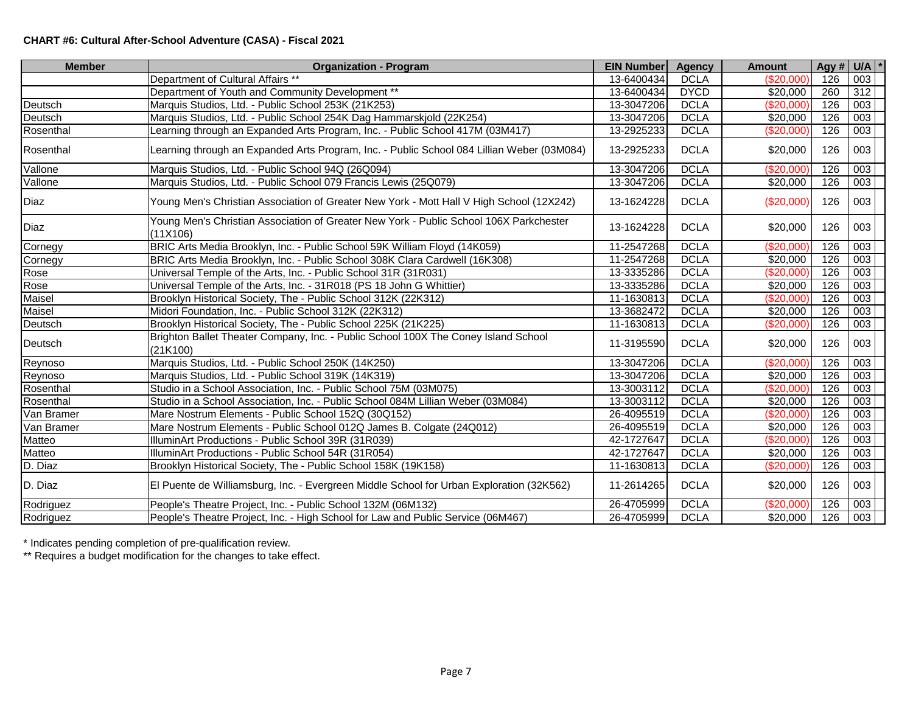**CHART #6: Cultural After-School Adventure (CASA) - Fiscal 2021**

| Member | Organization - Program | EIN Number | Agency | Amount | Agy # | U/A | * |
|---|---|---|---|---|---|---|---|
| | Department of Cultural Affairs ** | 13-6400434 | DCLA | ($20,000) | 126 | 003 | |
| | Department of Youth and Community Development ** | 13-6400434 | DYCD | $20,000 | 260 | 312 | |
| Deutsch | Marquis Studios, Ltd. - Public School 253K (21K253) | 13-3047206 | DCLA | ($20,000) | 126 | 003 | |
| Deutsch | Marquis Studios, Ltd. - Public School 254K Dag Hammarskjold (22K254) | 13-3047206 | DCLA | $20,000 | 126 | 003 | |
| Rosenthal | Learning through an Expanded Arts Program, Inc. - Public School 417M (03M417) | 13-2925233 | DCLA | ($20,000) | 126 | 003 | |
| Rosenthal | Learning through an Expanded Arts Program, Inc. - Public School 084 Lillian Weber (03M084) | 13-2925233 | DCLA | $20,000 | 126 | 003 | |
| Vallone | Marquis Studios, Ltd. - Public School 94Q (26Q094) | 13-3047206 | DCLA | ($20,000) | 126 | 003 | |
| Vallone | Marquis Studios, Ltd. - Public School 079 Francis Lewis (25Q079) | 13-3047206 | DCLA | $20,000 | 126 | 003 | |
| Diaz | Young Men's Christian Association of Greater New York - Mott Hall V High School (12X242) | 13-1624228 | DCLA | ($20,000) | 126 | 003 | |
| Diaz | Young Men's Christian Association of Greater New York - Public School 106X Parkchester (11X106) | 13-1624228 | DCLA | $20,000 | 126 | 003 | |
| Cornegy | BRIC Arts Media Brooklyn, Inc. - Public School 59K William Floyd (14K059) | 11-2547268 | DCLA | ($20,000) | 126 | 003 | |
| Cornegy | BRIC Arts Media Brooklyn, Inc. - Public School 308K Clara Cardwell (16K308) | 11-2547268 | DCLA | $20,000 | 126 | 003 | |
| Rose | Universal Temple of the Arts, Inc. - Public School 31R (31R031) | 13-3335286 | DCLA | ($20,000) | 126 | 003 | |
| Rose | Universal Temple of the Arts, Inc. - 31R018 (PS 18 John G Whittier) | 13-3335286 | DCLA | $20,000 | 126 | 003 | |
| Maisel | Brooklyn Historical Society, The - Public School 312K (22K312) | 11-1630813 | DCLA | ($20,000) | 126 | 003 | |
| Maisel | Midori Foundation, Inc. - Public School 312K (22K312) | 13-3682472 | DCLA | $20,000 | 126 | 003 | |
| Deutsch | Brooklyn Historical Society, The - Public School 225K (21K225) | 11-1630813 | DCLA | ($20,000) | 126 | 003 | |
| Deutsch | Brighton Ballet Theater Company, Inc. - Public School 100X The Coney Island School (21K100) | 11-3195590 | DCLA | $20,000 | 126 | 003 | |
| Reynoso | Marquis Studios, Ltd. - Public School 250K (14K250) | 13-3047206 | DCLA | ($20,000) | 126 | 003 | |
| Reynoso | Marquis Studios, Ltd. - Public School 319K (14K319) | 13-3047206 | DCLA | $20,000 | 126 | 003 | |
| Rosenthal | Studio in a School Association, Inc. - Public School 75M (03M075) | 13-3003112 | DCLA | ($20,000) | 126 | 003 | |
| Rosenthal | Studio in a School Association, Inc. - Public School 084M Lillian Weber (03M084) | 13-3003112 | DCLA | $20,000 | 126 | 003 | |
| Van Bramer | Mare Nostrum Elements - Public School 152Q (30Q152) | 26-4095519 | DCLA | ($20,000) | 126 | 003 | |
| Van Bramer | Mare Nostrum Elements - Public School 012Q James B. Colgate (24Q012) | 26-4095519 | DCLA | $20,000 | 126 | 003 | |
| Matteo | IlluminArt Productions - Public School 39R (31R039) | 42-1727647 | DCLA | ($20,000) | 126 | 003 | |
| Matteo | IlluminArt Productions - Public School 54R (31R054) | 42-1727647 | DCLA | $20,000 | 126 | 003 | |
| D. Diaz | Brooklyn Historical Society, The - Public School 158K (19K158) | 11-1630813 | DCLA | ($20,000) | 126 | 003 | |
| D. Diaz | El Puente de Williamsburg, Inc. - Evergreen Middle School for Urban Exploration (32K562) | 11-2614265 | DCLA | $20,000 | 126 | 003 | |
| Rodriguez | People's Theatre Project, Inc. - Public School 132M (06M132) | 26-4705999 | DCLA | ($20,000) | 126 | 003 | |
| Rodriguez | People's Theatre Project, Inc. - High School for Law and Public Service (06M467) | 26-4705999 | DCLA | $20,000 | 126 | 003 | |

\* Indicates pending completion of pre-qualification review.

\*\* Requires a budget modification for the changes to take effect.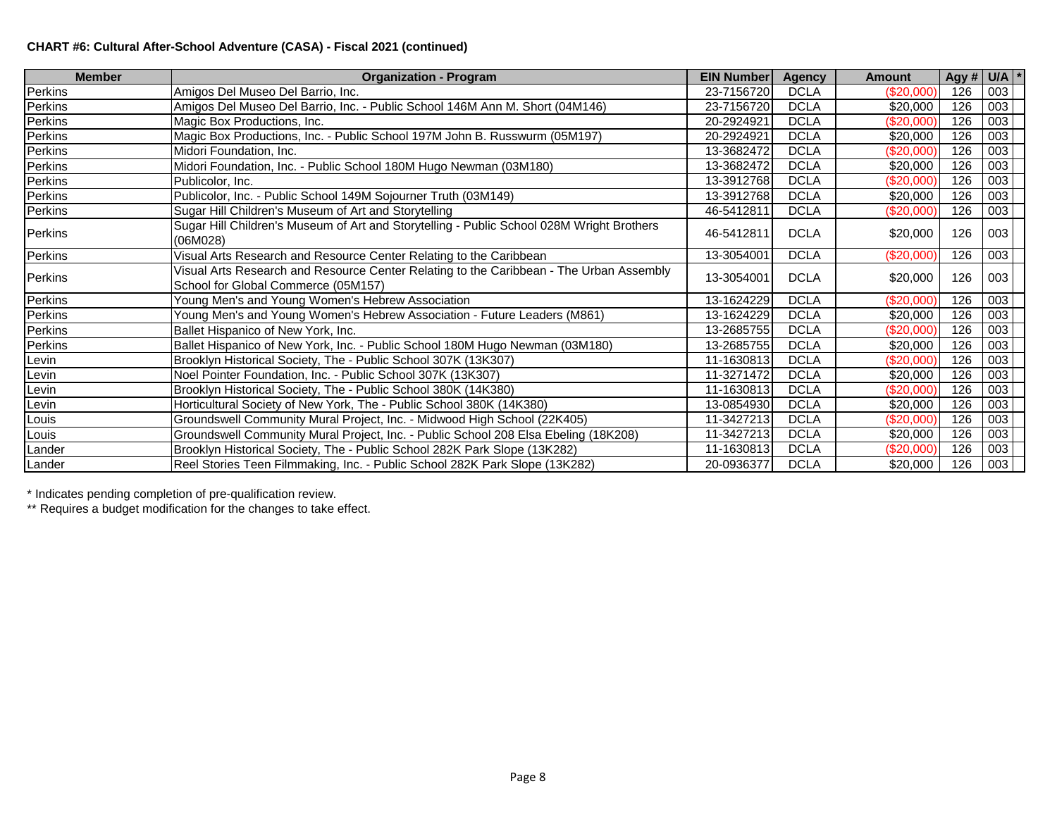**CHART #6: Cultural After-School Adventure (CASA) - Fiscal 2021 (continued)**

| Member | Organization - Program | EIN Number | Agency | Amount | Agy # | U/A | * |
|---|---|---|---|---|---|---|---|
| Perkins | Amigos Del Museo Del Barrio, Inc. | 23-7156720 | DCLA | ($20,000) | 126 | 003 | |
| Perkins | Amigos Del Museo Del Barrio, Inc. - Public School 146M Ann M. Short (04M146) | 23-7156720 | DCLA | $20,000 | 126 | 003 | |
| Perkins | Magic Box Productions, Inc. | 20-2924921 | DCLA | ($20,000) | 126 | 003 | |
| Perkins | Magic Box Productions, Inc. - Public School 197M John B. Russwurm (05M197) | 20-2924921 | DCLA | $20,000 | 126 | 003 | |
| Perkins | Midori Foundation, Inc. | 13-3682472 | DCLA | ($20,000) | 126 | 003 | |
| Perkins | Midori Foundation, Inc. - Public School 180M Hugo Newman (03M180) | 13-3682472 | DCLA | $20,000 | 126 | 003 | |
| Perkins | Publicolor, Inc. | 13-3912768 | DCLA | ($20,000) | 126 | 003 | |
| Perkins | Publicolor, Inc. - Public School 149M Sojourner Truth (03M149) | 13-3912768 | DCLA | $20,000 | 126 | 003 | |
| Perkins | Sugar Hill Children's Museum of Art and Storytelling | 46-5412811 | DCLA | ($20,000) | 126 | 003 | |
| Perkins | Sugar Hill Children's Museum of Art and Storytelling - Public School 028M Wright Brothers (06M028) | 46-5412811 | DCLA | $20,000 | 126 | 003 | |
| Perkins | Visual Arts Research and Resource Center Relating to the Caribbean | 13-3054001 | DCLA | ($20,000) | 126 | 003 | |
| Perkins | Visual Arts Research and Resource Center Relating to the Caribbean - The Urban Assembly School for Global Commerce (05M157) | 13-3054001 | DCLA | $20,000 | 126 | 003 | |
| Perkins | Young Men's and Young Women's Hebrew Association | 13-1624229 | DCLA | ($20,000) | 126 | 003 | |
| Perkins | Young Men's and Young Women's Hebrew Association - Future Leaders (M861) | 13-1624229 | DCLA | $20,000 | 126 | 003 | |
| Perkins | Ballet Hispanico of New York, Inc. | 13-2685755 | DCLA | ($20,000) | 126 | 003 | |
| Perkins | Ballet Hispanico of New York, Inc. - Public School 180M Hugo Newman (03M180) | 13-2685755 | DCLA | $20,000 | 126 | 003 | |
| Levin | Brooklyn Historical Society, The - Public School 307K (13K307) | 11-1630813 | DCLA | ($20,000) | 126 | 003 | |
| Levin | Noel Pointer Foundation, Inc. - Public School 307K (13K307) | 11-3271472 | DCLA | $20,000 | 126 | 003 | |
| Levin | Brooklyn Historical Society, The - Public School 380K (14K380) | 11-1630813 | DCLA | ($20,000) | 126 | 003 | |
| Levin | Horticultural Society of New York, The - Public School 380K (14K380) | 13-0854930 | DCLA | $20,000 | 126 | 003 | |
| Louis | Groundswell Community Mural Project, Inc. - Midwood High School (22K405) | 11-3427213 | DCLA | ($20,000) | 126 | 003 | |
| Louis | Groundswell Community Mural Project, Inc. - Public School 208 Elsa Ebeling (18K208) | 11-3427213 | DCLA | $20,000 | 126 | 003 | |
| Lander | Brooklyn Historical Society, The - Public School 282K Park Slope (13K282) | 11-1630813 | DCLA | ($20,000) | 126 | 003 | |
| Lander | Reel Stories Teen Filmmaking, Inc. - Public School 282K Park Slope (13K282) | 20-0936377 | DCLA | $20,000 | 126 | 003 | |

\* Indicates pending completion of pre-qualification review.

\*\* Requires a budget modification for the changes to take effect.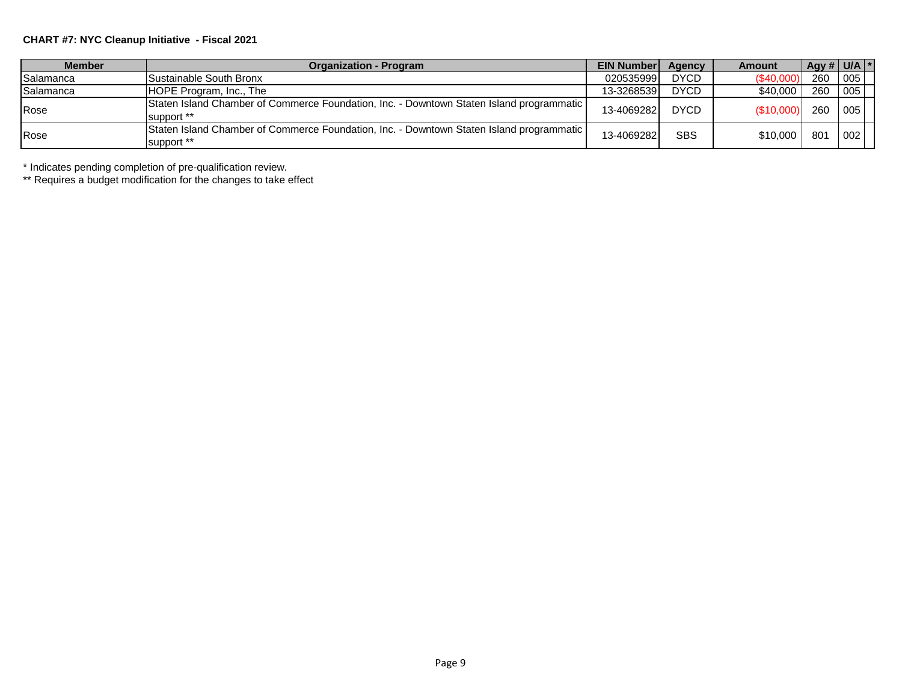**CHART #7: NYC Cleanup Initiative - Fiscal 2021**

| Member | Organization - Program | EIN Number | Agency | Amount | Agy # | U/A | * |
|---|---|---|---|---|---|---|---|
| Salamanca | Sustainable South Bronx | 020535999 | DYCD | ($40,000) | 260 | 005 | |
| Salamanca | HOPE Program, Inc., The | 13-3268539 | DYCD | $40,000 | 260 | 005 | |
| Rose | Staten Island Chamber of Commerce Foundation, Inc. - Downtown Staten Island programmatic support ** | 13-4069282 | DYCD | ($10,000) | 260 | 005 | |
| Rose | Staten Island Chamber of Commerce Foundation, Inc. - Downtown Staten Island programmatic support ** | 13-4069282 | SBS | $10,000 | 801 | 002 | |

\* Indicates pending completion of pre-qualification review.

** Requires a budget modification for the changes to take effect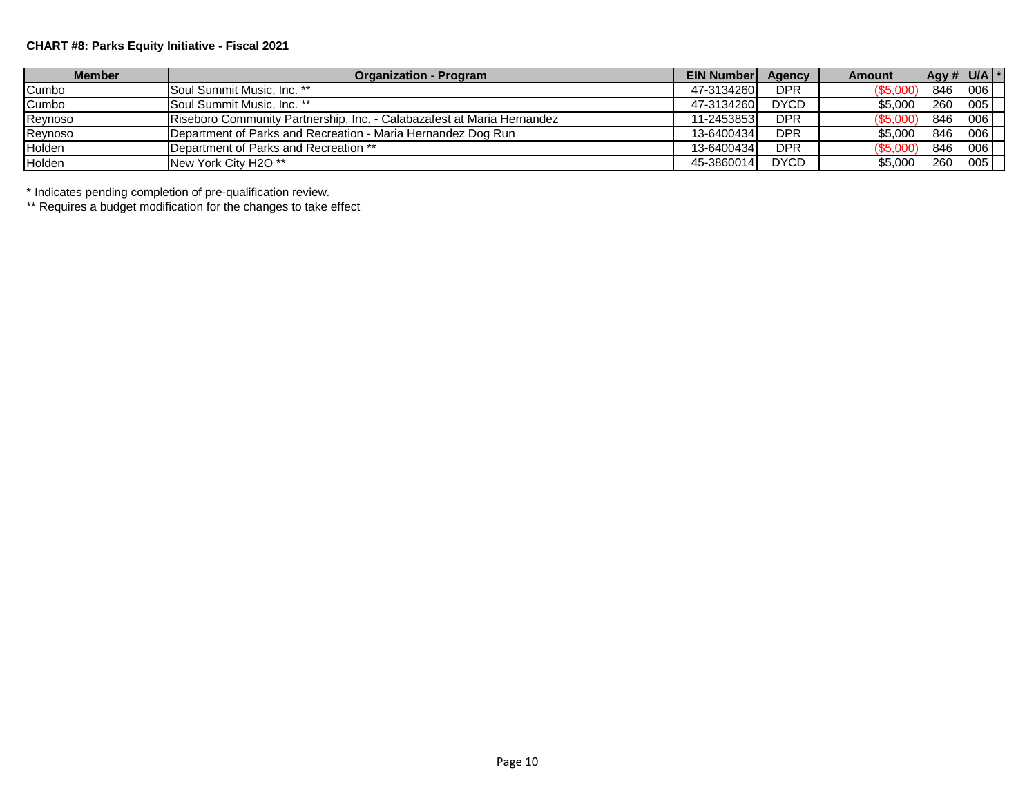**CHART #8: Parks Equity Initiative - Fiscal 2021**

| Member | Organization - Program | EIN Number | Agency | Amount | Agy # | U/A | * |
|---|---|---|---|---|---|---|---|
| Cumbo | Soul Summit Music, Inc. ** | 47-3134260 | DPR | ($5,000) | 846 | 006 | |
| Cumbo | Soul Summit Music, Inc. ** | 47-3134260 | DYCD | $5,000 | 260 | 005 | |
| Reynoso | Riseboro Community Partnership, Inc. - Calabazafest at Maria Hernandez | 11-2453853 | DPR | ($5,000) | 846 | 006 | |
| Reynoso | Department of Parks and Recreation - Maria Hernandez Dog Run | 13-6400434 | DPR | $5,000 | 846 | 006 | |
| Holden | Department of Parks and Recreation ** | 13-6400434 | DPR | ($5,000) | 846 | 006 | |
| Holden | New York City H2O ** | 45-3860014 | DYCD | $5,000 | 260 | 005 | |

\* Indicates pending completion of pre-qualification review.

** Requires a budget modification for the changes to take effect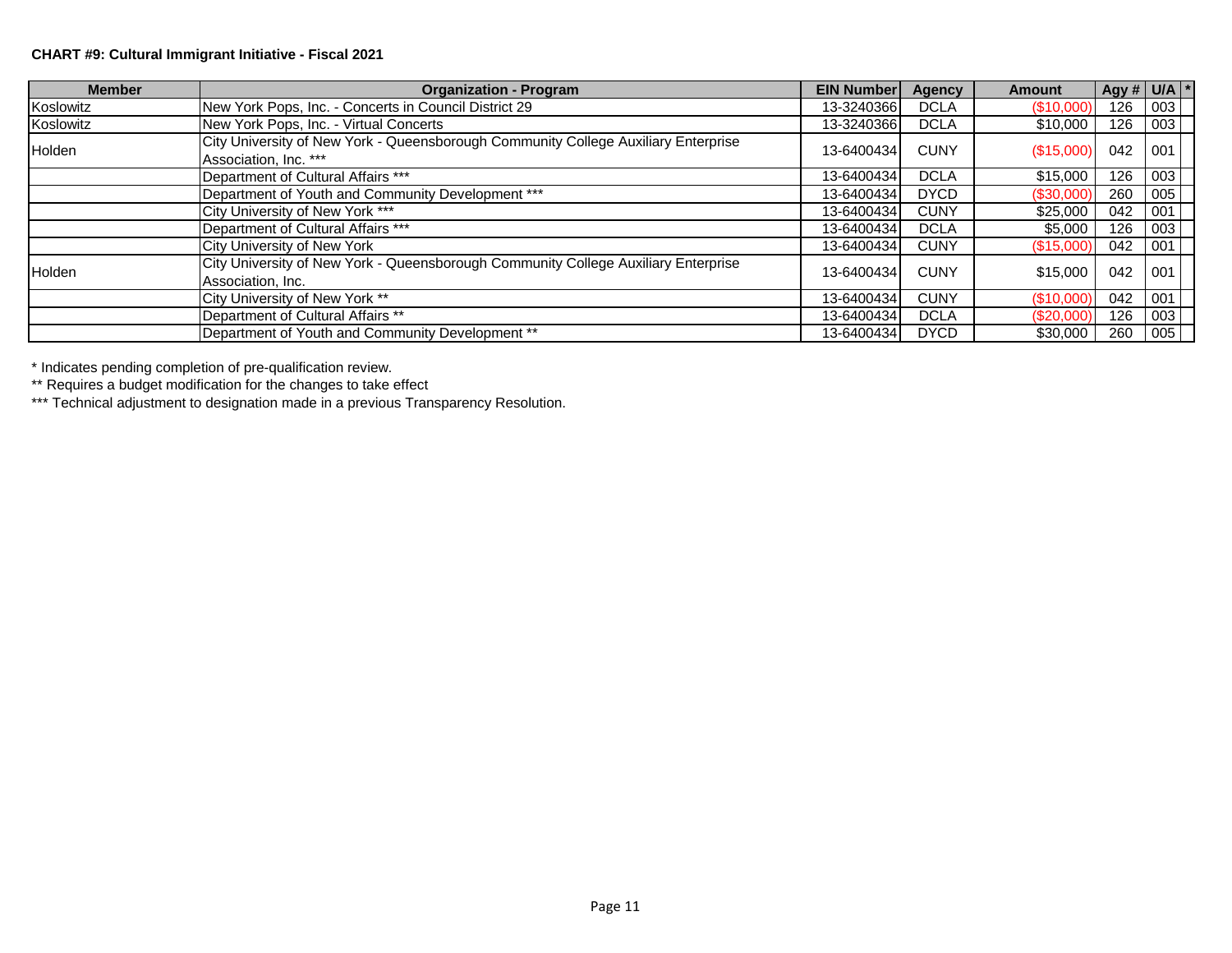**CHART #9: Cultural Immigrant Initiative - Fiscal 2021**

| Member | Organization - Program | EIN Number | Agency | Amount | Agy # | U/A | * |
|---|---|---|---|---|---|---|---|
| Koslowitz | New York Pops, Inc. - Concerts in Council District 29 | 13-3240366 | DCLA | ($10,000) | 126 | 003 | |
| Koslowitz | New York Pops, Inc. - Virtual Concerts | 13-3240366 | DCLA | $10,000 | 126 | 003 | |
| Holden | City University of New York - Queensborough Community College Auxiliary Enterprise Association, Inc. *** | 13-6400434 | CUNY | ($15,000) | 042 | 001 | |
| | Department of Cultural Affairs *** | 13-6400434 | DCLA | $15,000 | 126 | 003 | |
| | Department of Youth and Community Development *** | 13-6400434 | DYCD | ($30,000) | 260 | 005 | |
| | City University of New York *** | 13-6400434 | CUNY | $25,000 | 042 | 001 | |
| | Department of Cultural Affairs *** | 13-6400434 | DCLA | $5,000 | 126 | 003 | |
| | City University of New York | 13-6400434 | CUNY | ($15,000) | 042 | 001 | |
| Holden | City University of New York - Queensborough Community College Auxiliary Enterprise Association, Inc. | 13-6400434 | CUNY | $15,000 | 042 | 001 | |
| | City University of New York ** | 13-6400434 | CUNY | ($10,000) | 042 | 001 | |
| | Department of Cultural Affairs ** | 13-6400434 | DCLA | ($20,000) | 126 | 003 | |
| | Department of Youth and Community Development ** | 13-6400434 | DYCD | $30,000 | 260 | 005 | |

\* Indicates pending completion of pre-qualification review.

** Requires a budget modification for the changes to take effect

*** Technical adjustment to designation made in a previous Transparency Resolution.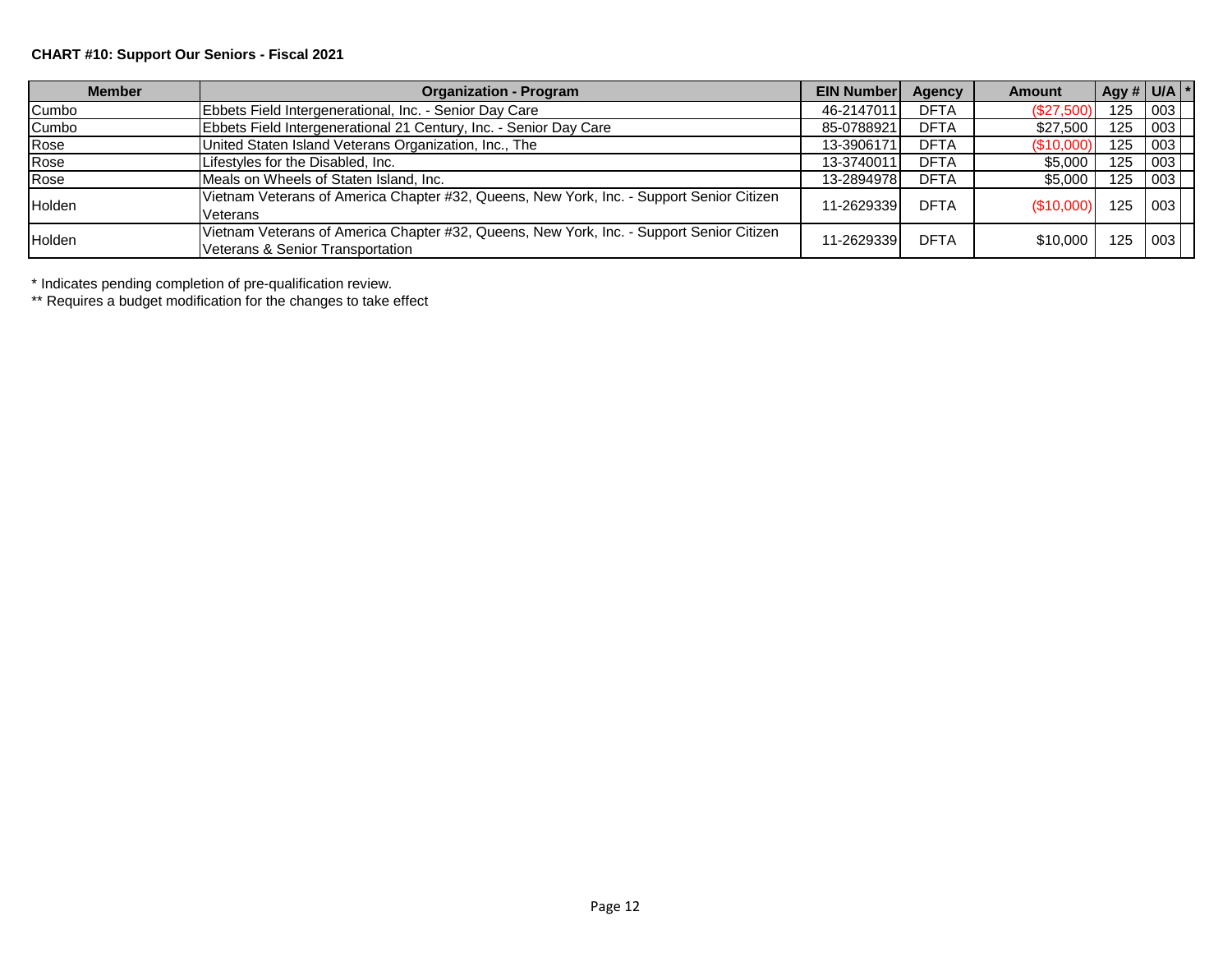**CHART #10: Support Our Seniors - Fiscal 2021**

| Member | Organization - Program | EIN Number | Agency | Amount | Agy # | U/A | * |
|---|---|---|---|---|---|---|---|
| Cumbo | Ebbets Field Intergenerational, Inc. - Senior Day Care | 46-2147011 | DFTA | ($27,500) | 125 | 003 | |
| Cumbo | Ebbets Field Intergenerational 21 Century, Inc. - Senior Day Care | 85-0788921 | DFTA | $27,500 | 125 | 003 | |
| Rose | United Staten Island Veterans Organization, Inc., The | 13-3906171 | DFTA | ($10,000) | 125 | 003 | |
| Rose | Lifestyles for the Disabled, Inc. | 13-3740011 | DFTA | $5,000 | 125 | 003 | |
| Rose | Meals on Wheels of Staten Island, Inc. | 13-2894978 | DFTA | $5,000 | 125 | 003 | |
| Holden | Vietnam Veterans of America Chapter #32, Queens, New York, Inc. - Support Senior Citizen Veterans | 11-2629339 | DFTA | ($10,000) | 125 | 003 | |
| Holden | Vietnam Veterans of America Chapter #32, Queens, New York, Inc. - Support Senior Citizen Veterans & Senior Transportation | 11-2629339 | DFTA | $10,000 | 125 | 003 | |

\* Indicates pending completion of pre-qualification review.

\*\* Requires a budget modification for the changes to take effect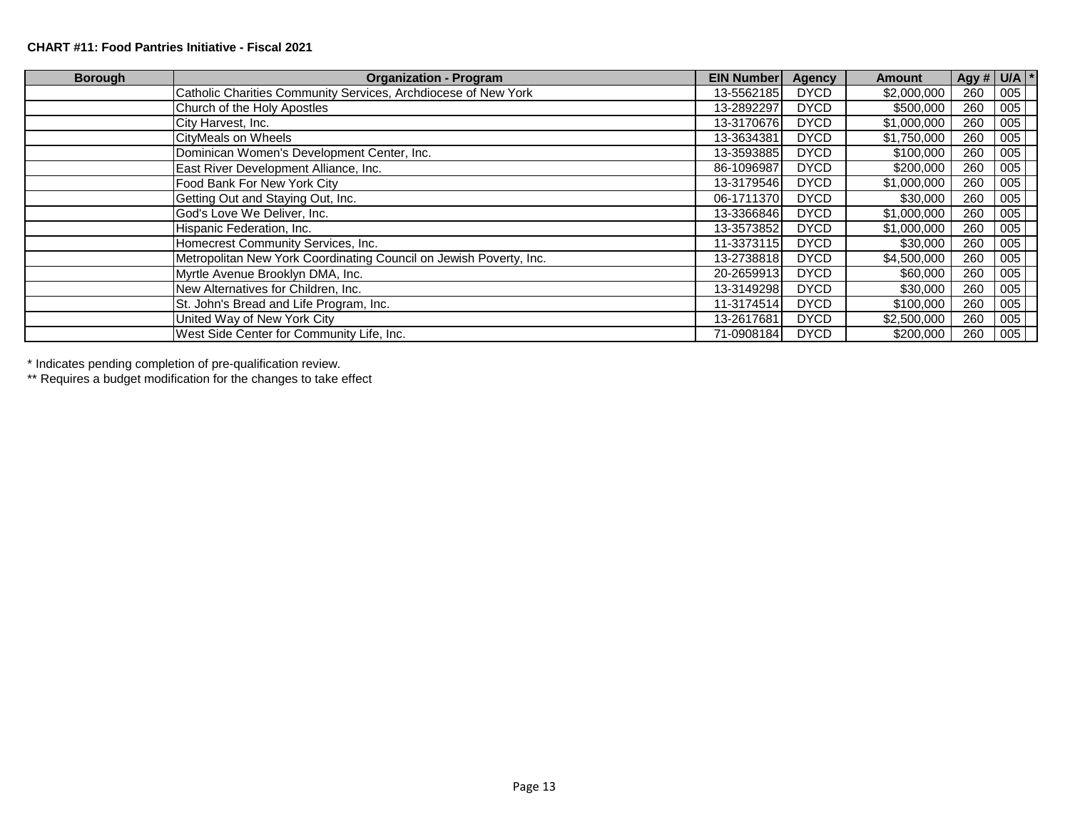**CHART #11: Food Pantries Initiative - Fiscal 2021**

| Borough | Organization - Program | EIN Number | Agency | Amount | Agy # | U/A | * |
|---|---|---|---|---|---|---|---|
| | Catholic Charities Community Services, Archdiocese of New York | 13-5562185 | DYCD | $2,000,000 | 260 | 005 | |
| | Church of the Holy Apostles | 13-2892297 | DYCD | $500,000 | 260 | 005 | |
| | City Harvest, Inc. | 13-3170676 | DYCD | $1,000,000 | 260 | 005 | |
| | CityMeals on Wheels | 13-3634381 | DYCD | $1,750,000 | 260 | 005 | |
| | Dominican Women's Development Center, Inc. | 13-3593885 | DYCD | $100,000 | 260 | 005 | |
| | East River Development Alliance, Inc. | 86-1096987 | DYCD | $200,000 | 260 | 005 | |
| | Food Bank For New York City | 13-3179546 | DYCD | $1,000,000 | 260 | 005 | |
| | Getting Out and Staying Out, Inc. | 06-1711370 | DYCD | $30,000 | 260 | 005 | |
| | God's Love We Deliver, Inc. | 13-3366846 | DYCD | $1,000,000 | 260 | 005 | |
| | Hispanic Federation, Inc. | 13-3573852 | DYCD | $1,000,000 | 260 | 005 | |
| | Homecrest Community Services, Inc. | 11-3373115 | DYCD | $30,000 | 260 | 005 | |
| | Metropolitan New York Coordinating Council on Jewish Poverty, Inc. | 13-2738818 | DYCD | $4,500,000 | 260 | 005 | |
| | Myrtle Avenue Brooklyn DMA, Inc. | 20-2659913 | DYCD | $60,000 | 260 | 005 | |
| | New Alternatives for Children, Inc. | 13-3149298 | DYCD | $30,000 | 260 | 005 | |
| | St. John's Bread and Life Program, Inc. | 11-3174514 | DYCD | $100,000 | 260 | 005 | |
| | United Way of New York City | 13-2617681 | DYCD | $2,500,000 | 260 | 005 | |
| | West Side Center for Community Life, Inc. | 71-0908184 | DYCD | $200,000 | 260 | 005 | |

* Indicates pending completion of pre-qualification review.

** Requires a budget modification for the changes to take effect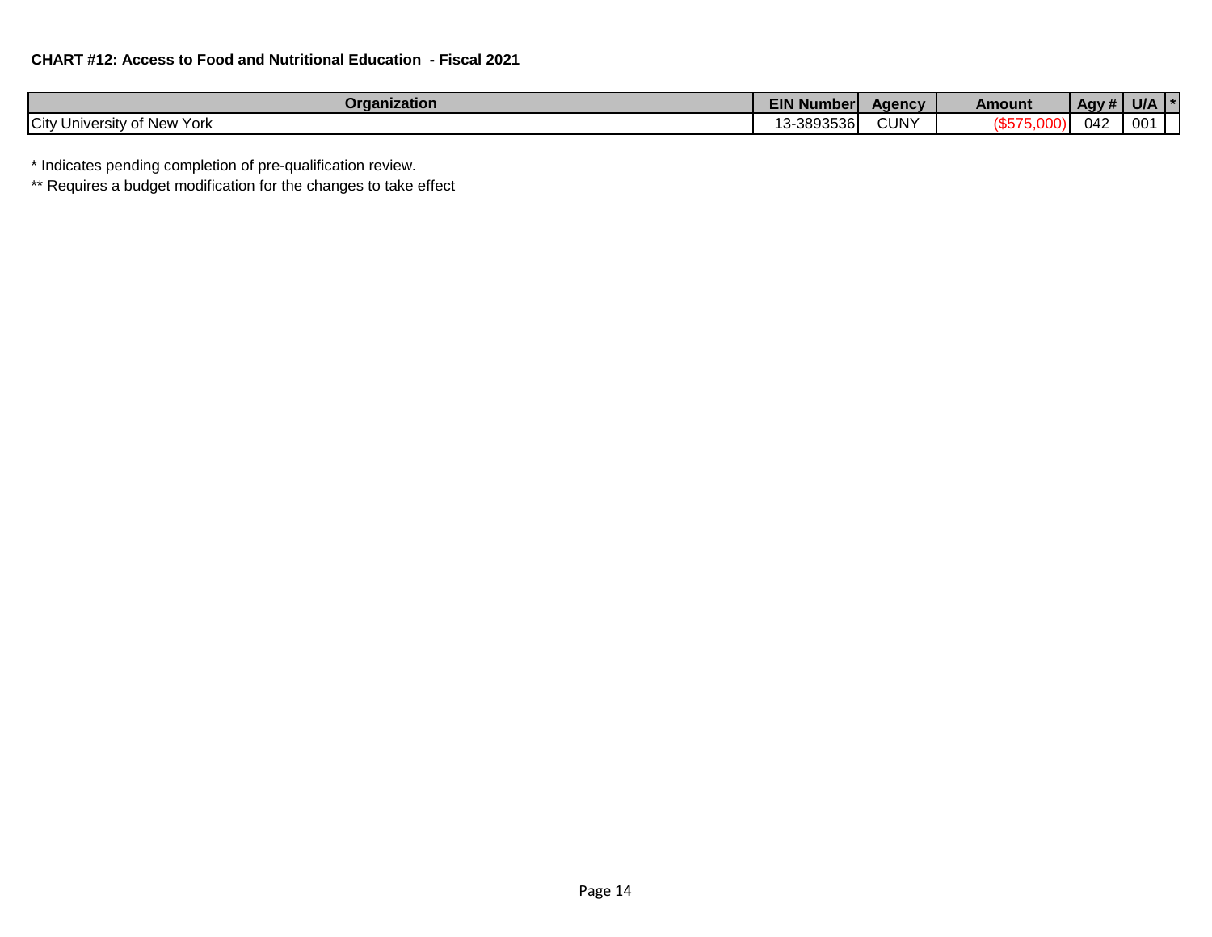**CHART #12: Access to Food and Nutritional Education - Fiscal 2021**

| Organization | EIN Number | Agency | Amount | Agy # | U/A | * |
|---|---|---|---|---|---|---|
| City University of New York | 13-3893536 | CUNY | ($575,000) | 042 | 001 | |

* Indicates pending completion of pre-qualification review.

** Requires a budget modification for the changes to take effect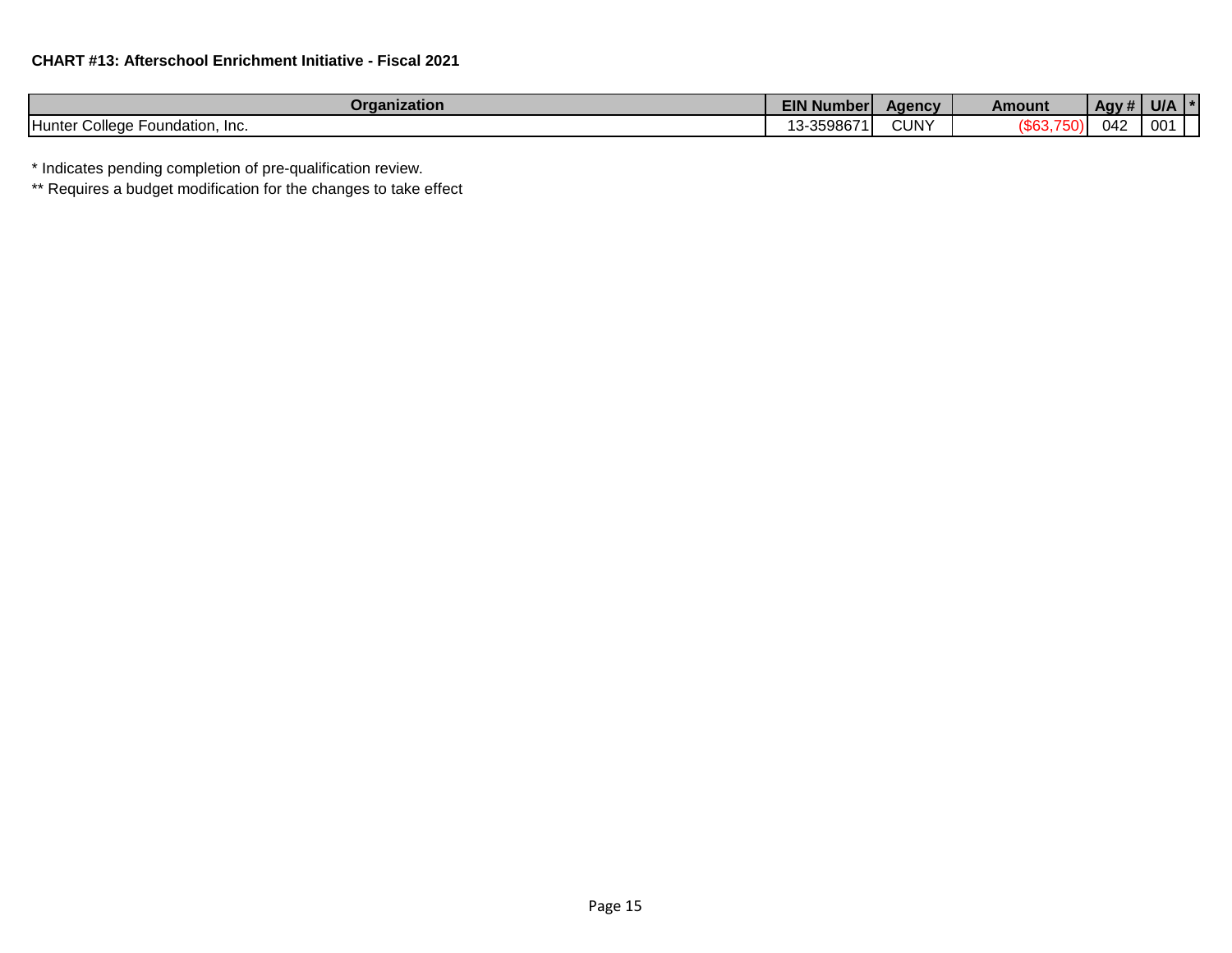**CHART #13: Afterschool Enrichment Initiative - Fiscal 2021**

| Organization | EIN Number | Agency | Amount | Agy # | U/A | * |
|---|---|---|---|---|---|---|
| Hunter College Foundation, Inc. | 13-3598671 | CUNY | ($63,750) | 042 | 001 | |

* Indicates pending completion of pre-qualification review.

** Requires a budget modification for the changes to take effect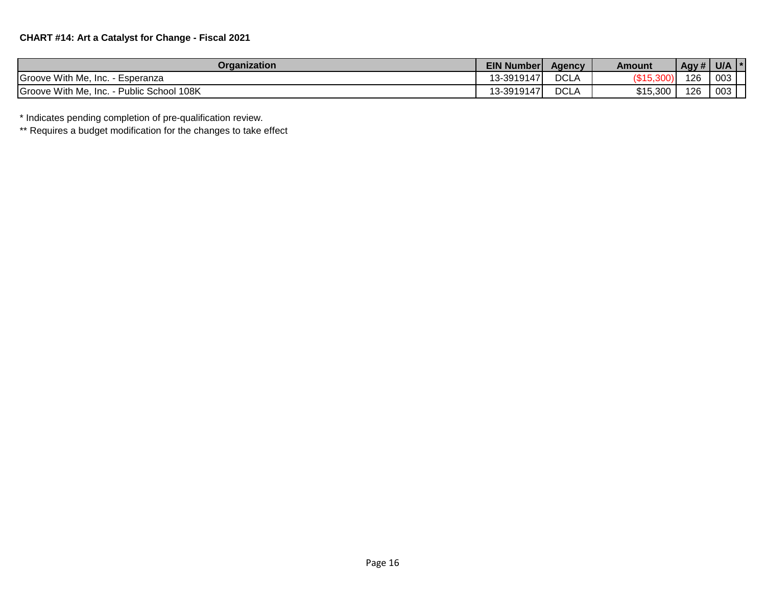**CHART #14: Art a Catalyst for Change - Fiscal 2021**

| Organization | EIN Number | Agency | Amount | Agy # | U/A | * |
|---|---|---|---|---|---|---|
| Groove With Me, Inc. - Esperanza | 13-3919147 | DCLA | ($15,300) | 126 | 003 | |
| Groove With Me, Inc. - Public School 108K | 13-3919147 | DCLA | $15,300 | 126 | 003 | |

* Indicates pending completion of pre-qualification review.

** Requires a budget modification for the changes to take effect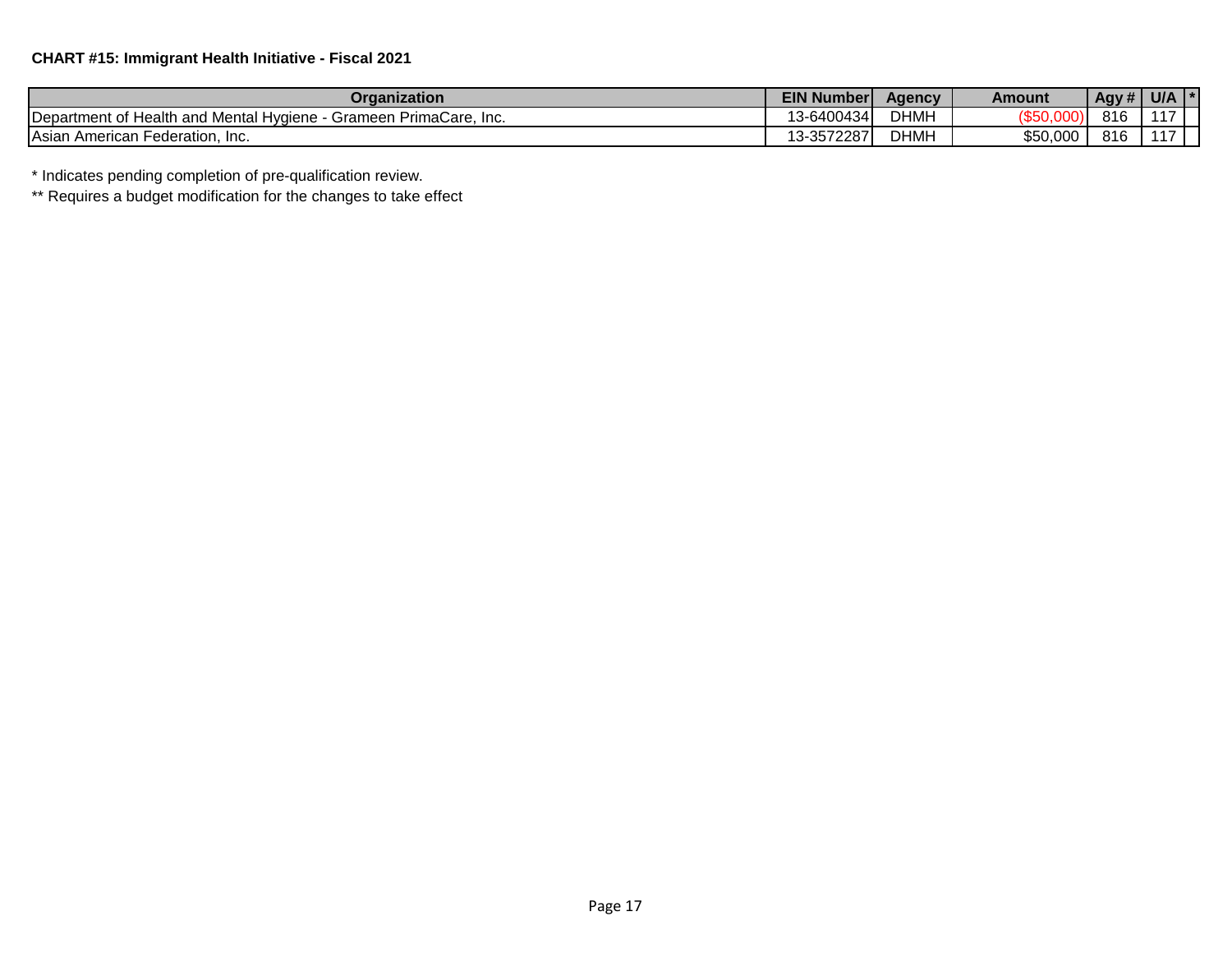**CHART #15: Immigrant Health Initiative - Fiscal 2021**

| Organization | EIN Number | Agency | Amount | Agy # | U/A | * |
|---|---|---|---|---|---|---|
| Department of Health and Mental Hygiene - Grameen PrimaCare, Inc. | 13-6400434 | DHMH | ($50,000) | 816 | 117 | |
| Asian American Federation, Inc. | 13-3572287 | DHMH | $50,000 | 816 | 117 | |

\* Indicates pending completion of pre-qualification review.

** Requires a budget modification for the changes to take effect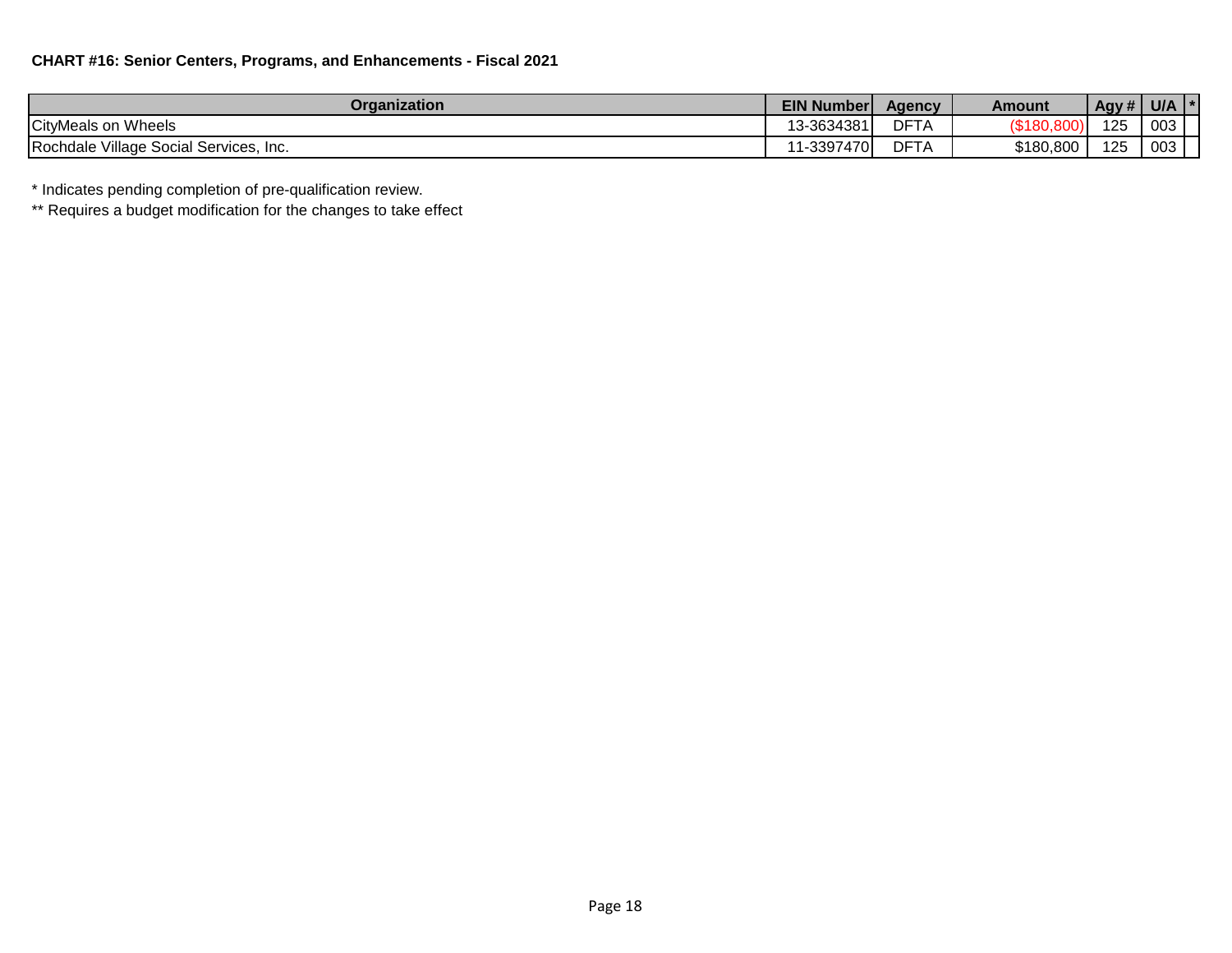**CHART #16: Senior Centers, Programs, and Enhancements - Fiscal 2021**

| Organization | EIN Number | Agency | Amount | Agy # | U/A | * |
|---|---|---|---|---|---|---|
| CityMeals on Wheels | 13-3634381 | DFTA | ($180,800) | 125 | 003 | |
| Rochdale Village Social Services, Inc. | 11-3397470 | DFTA | $180,800 | 125 | 003 | |

* Indicates pending completion of pre-qualification review.

** Requires a budget modification for the changes to take effect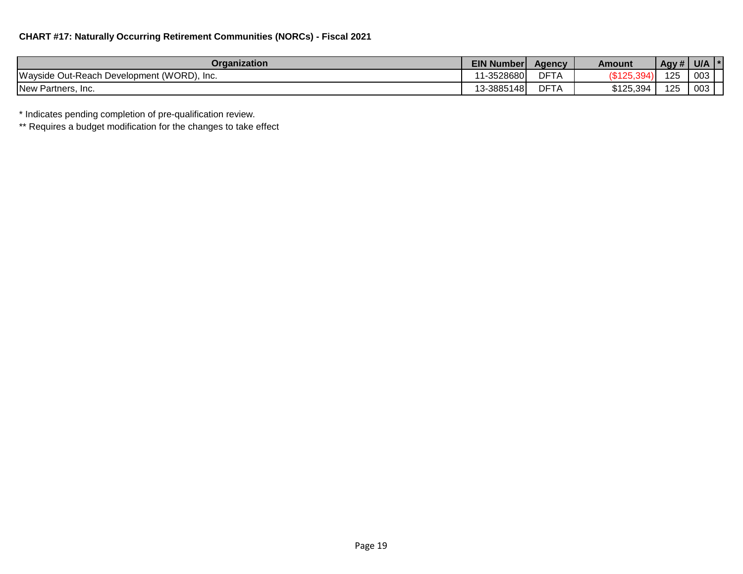**CHART #17: Naturally Occurring Retirement Communities (NORCs) - Fiscal 2021**

| Organization | EIN Number | Agency | Amount | Agy # | U/A | * |
|---|---|---|---|---|---|---|
| Wayside Out-Reach Development (WORD), Inc. | 11-3528680 | DFTA | ($125,394) | 125 | 003 | |
| New Partners, Inc. | 13-3885148 | DFTA | $125,394 | 125 | 003 | |

\* Indicates pending completion of pre-qualification review.

\*\* Requires a budget modification for the changes to take effect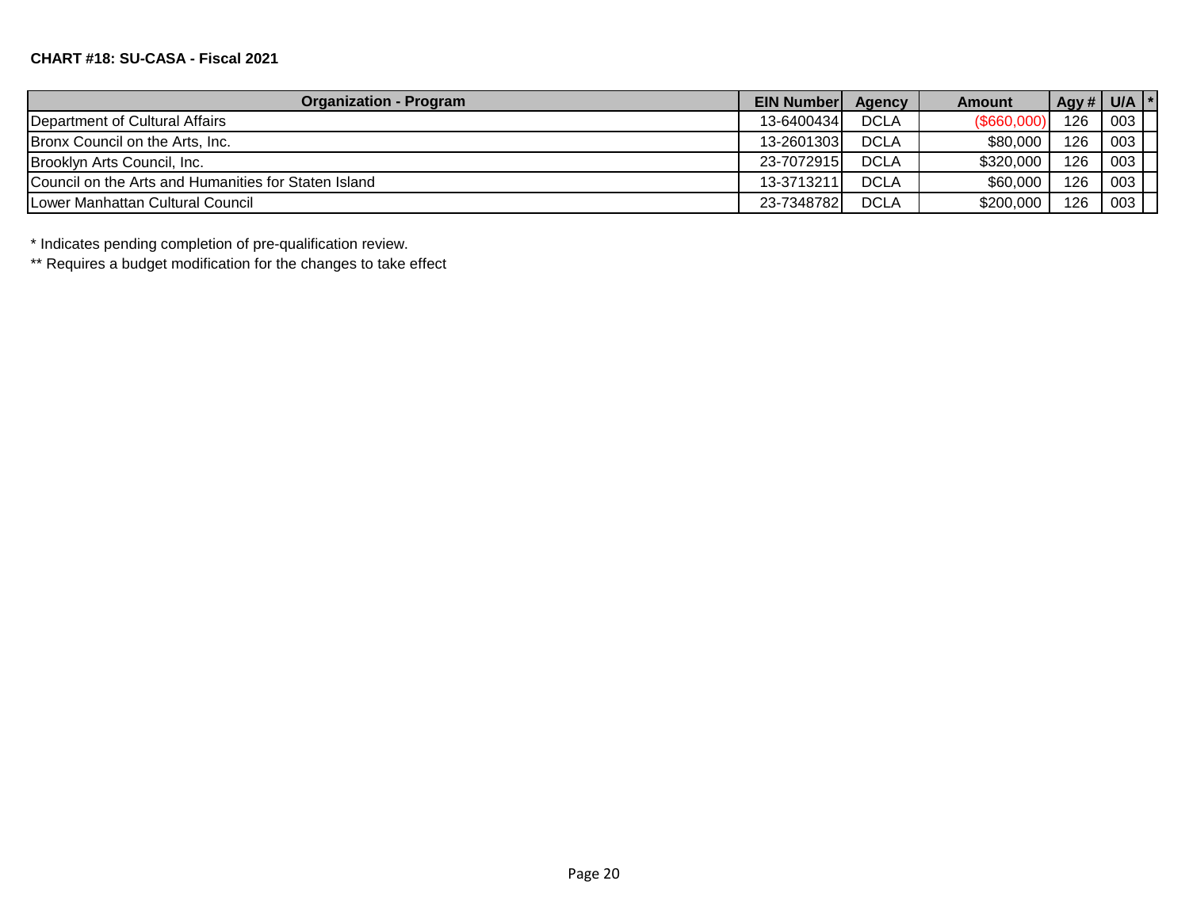**CHART #18: SU-CASA - Fiscal 2021**

| Organization - Program | EIN Number | Agency | Amount | Agy # | U/A | * |
|---|---|---|---|---|---|---|
| Department of Cultural Affairs | 13-6400434 | DCLA | ($660,000) | 126 | 003 | |
| Bronx Council on the Arts, Inc. | 13-2601303 | DCLA | $80,000 | 126 | 003 | |
| Brooklyn Arts Council, Inc. | 23-7072915 | DCLA | $320,000 | 126 | 003 | |
| Council on the Arts and Humanities for Staten Island | 13-3713211 | DCLA | $60,000 | 126 | 003 | |
| Lower Manhattan Cultural Council | 23-7348782 | DCLA | $200,000 | 126 | 003 | |

\* Indicates pending completion of pre-qualification review.

\*\* Requires a budget modification for the changes to take effect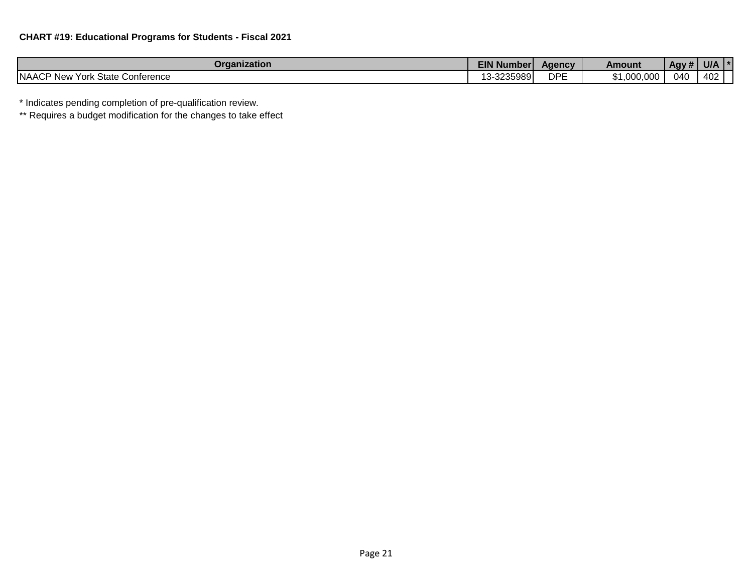**CHART #19: Educational Programs for Students - Fiscal 2021**

| Organization | EIN Number | Agency | Amount | Agy # | U/A | * |
|---|---|---|---|---|---|---|
| NAACP New York State Conference | 13-3235989 | DPE | $1,000,000 | 040 | 402 | |

* Indicates pending completion of pre-qualification review.

** Requires a budget modification for the changes to take effect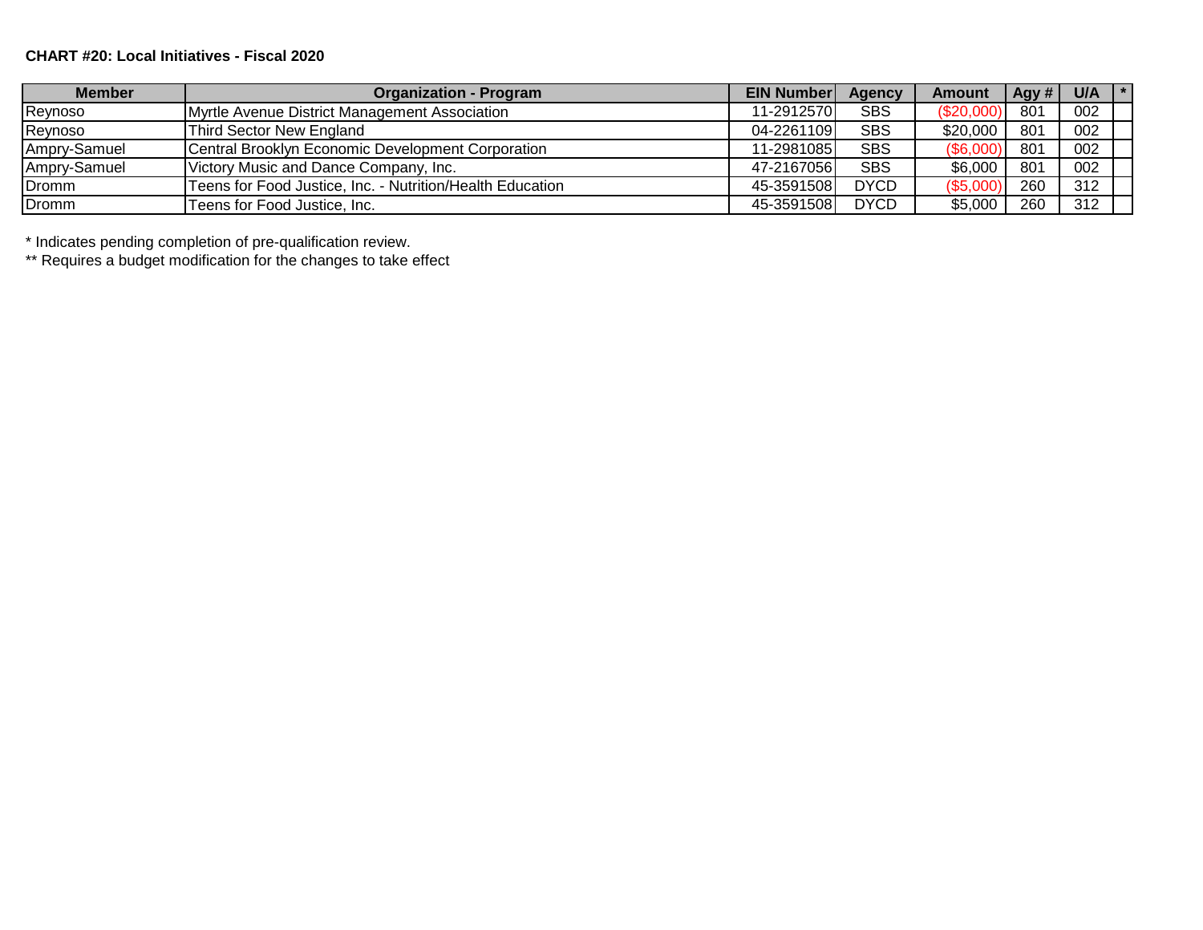**CHART #20: Local Initiatives - Fiscal 2020**

| Member | Organization - Program | EIN Number | Agency | Amount | Agy # | U/A | * |
|---|---|---|---|---|---|---|---|
| Reynoso | Myrtle Avenue District Management Association | 11-2912570 | SBS | ($20,000) | 801 | 002 | |
| Reynoso | Third Sector New England | 04-2261109 | SBS | $20,000 | 801 | 002 | |
| Ampry-Samuel | Central Brooklyn Economic Development Corporation | 11-2981085 | SBS | ($6,000) | 801 | 002 | |
| Ampry-Samuel | Victory Music and Dance Company, Inc. | 47-2167056 | SBS | $6,000 | 801 | 002 | |
| Dromm | Teens for Food Justice, Inc. - Nutrition/Health Education | 45-3591508 | DYCD | ($5,000) | 260 | 312 | |
| Dromm | Teens for Food Justice, Inc. | 45-3591508 | DYCD | $5,000 | 260 | 312 | |

\* Indicates pending completion of pre-qualification review.

\*\* Requires a budget modification for the changes to take effect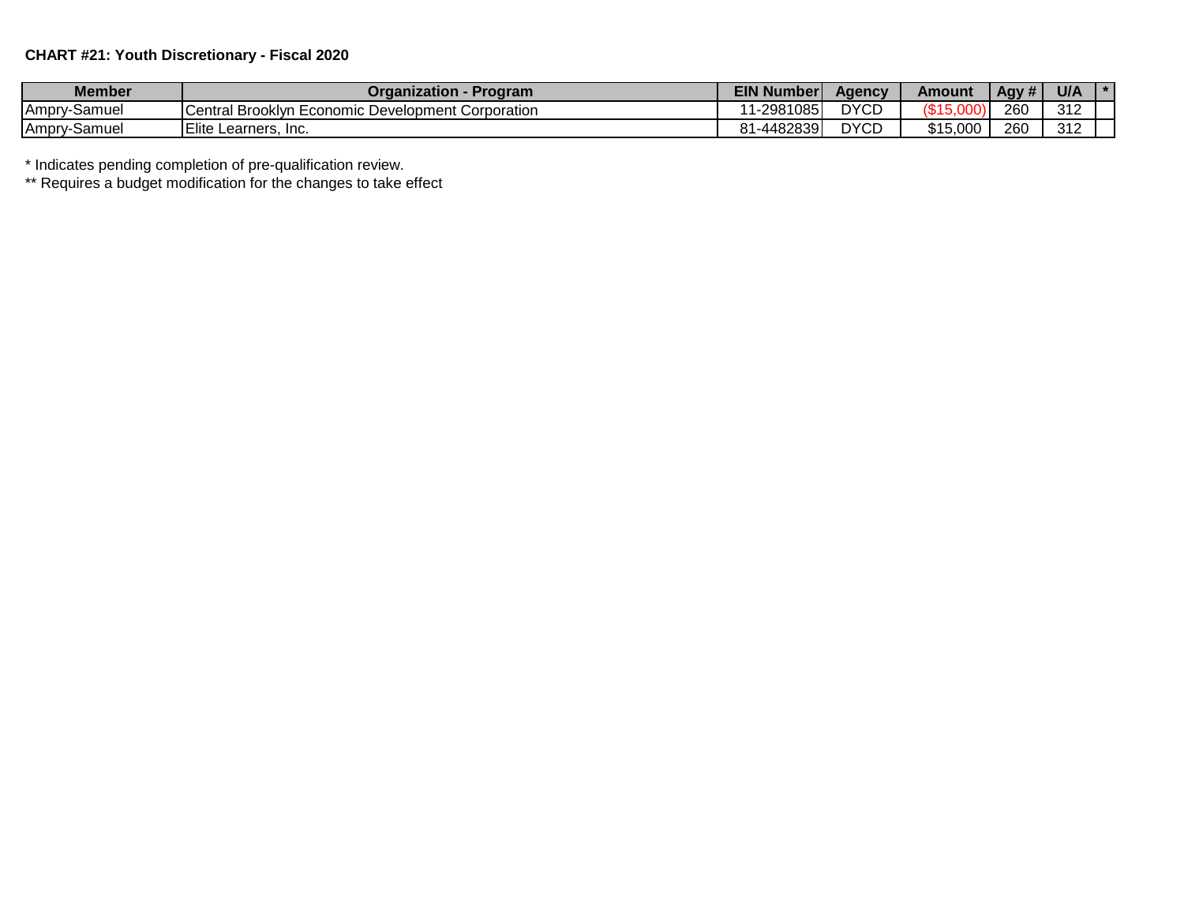**CHART #21: Youth Discretionary - Fiscal 2020**

| Member | Organization - Program | EIN Number | Agency | Amount | Agy # | U/A | * |
|---|---|---|---|---|---|---|---|
| Ampry-Samuel | Central Brooklyn Economic Development Corporation | 11-2981085 | DYCD | ($15,000) | 260 | 312 | |
| Ampry-Samuel | Elite Learners, Inc. | 81-4482839 | DYCD | $15,000 | 260 | 312 | |

\* Indicates pending completion of pre-qualification review.

** Requires a budget modification for the changes to take effect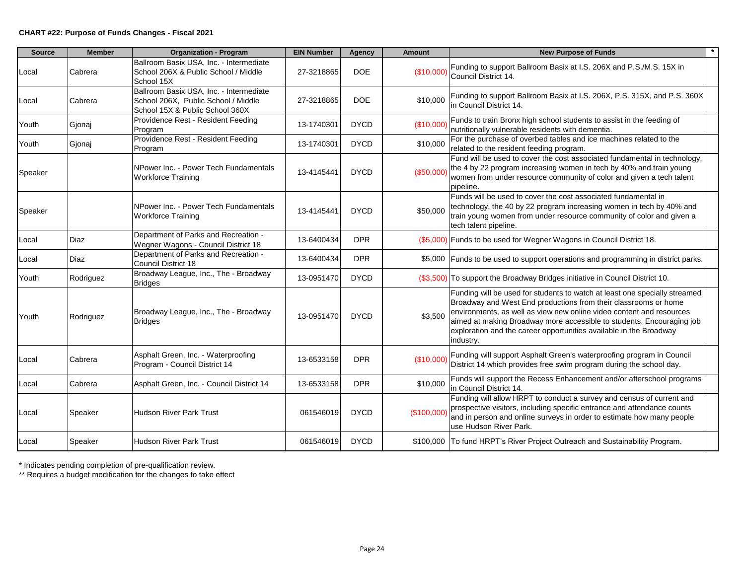**CHART #22: Purpose of Funds Changes - Fiscal 2021**

| Source | Member | Organization - Program | EIN Number | Agency | Amount | New Purpose of Funds | * |
|---|---|---|---|---|---|---|---|
| Local | Cabrera | Ballroom Basix USA, Inc. - Intermediate School 206X & Public School / Middle School 15X | 27-3218865 | DOE | ($10,000) | Funding to support Ballroom Basix at I.S. 206X and P.S./M.S. 15X in Council District 14. | |
| Local | Cabrera | Ballroom Basix USA, Inc. - Intermediate School 206X, Public School / Middle School 15X & Public School 360X | 27-3218865 | DOE | $10,000 | Funding to support Ballroom Basix at I.S. 206X, P.S. 315X, and P.S. 360X in Council District 14. | |
| Youth | Gjonaj | Providence Rest - Resident Feeding Program | 13-1740301 | DYCD | ($10,000) | Funds to train Bronx high school students to assist in the feeding of nutritionally vulnerable residents with dementia. | |
| Youth | Gjonaj | Providence Rest - Resident Feeding Program | 13-1740301 | DYCD | $10,000 | For the purchase of overbed tables and ice machines related to the related to the resident feeding program. | |
| Speaker | | NPower Inc. - Power Tech Fundamentals Workforce Training | 13-4145441 | DYCD | ($50,000) | Fund will be used to cover the cost associated fundamental in technology, the 4 by 22 program increasing women in tech by 40% and train young women from under resource community of color and given a tech talent pipeline. | |
| Speaker | | NPower Inc. - Power Tech Fundamentals Workforce Training | 13-4145441 | DYCD | $50,000 | Funds will be used to cover the cost associated fundamental in technology, the 40 by 22 program increasing women in tech by 40% and train young women from under resource community of color and given a tech talent pipeline. | |
| Local | Diaz | Department of Parks and Recreation - Wegner Wagons - Council District 18 | 13-6400434 | DPR | ($5,000) | Funds to be used for Wegner Wagons in Council District 18. | |
| Local | Diaz | Department of Parks and Recreation - Council District 18 | 13-6400434 | DPR | $5,000 | Funds to be used to support operations and programming in district parks. | |
| Youth | Rodriguez | Broadway League, Inc., The - Broadway Bridges | 13-0951470 | DYCD | ($3,500) | To support the Broadway Bridges initiative in Council District 10. | |
| Youth | Rodriguez | Broadway League, Inc., The - Broadway Bridges | 13-0951470 | DYCD | $3,500 | Funding will be used for students to watch at least one specially streamed Broadway and West End productions from their classrooms or home environments, as well as view new online video content and resources aimed at making Broadway more accessible to students. Encouraging job exploration and the career opportunities available in the Broadway industry. | |
| Local | Cabrera | Asphalt Green, Inc. - Waterproofing Program - Council District 14 | 13-6533158 | DPR | ($10,000) | Funding will support Asphalt Green's waterproofing program in Council District 14 which provides free swim program during the school day. | |
| Local | Cabrera | Asphalt Green, Inc. - Council District 14 | 13-6533158 | DPR | $10,000 | Funds will support the Recess Enhancement and/or afterschool programs in Council District 14. | |
| Local | Speaker | Hudson River Park Trust | 061546019 | DYCD | ($100,000) | Funding will allow HRPT to conduct a survey and census of current and prospective visitors, including specific entrance and attendance counts and in person and online surveys in order to estimate how many people use Hudson River Park. | |
| Local | Speaker | Hudson River Park Trust | 061546019 | DYCD | $100,000 | To fund HRPT's River Project Outreach and Sustainability Program. | |

\* Indicates pending completion of pre-qualification review.

\*\* Requires a budget modification for the changes to take effect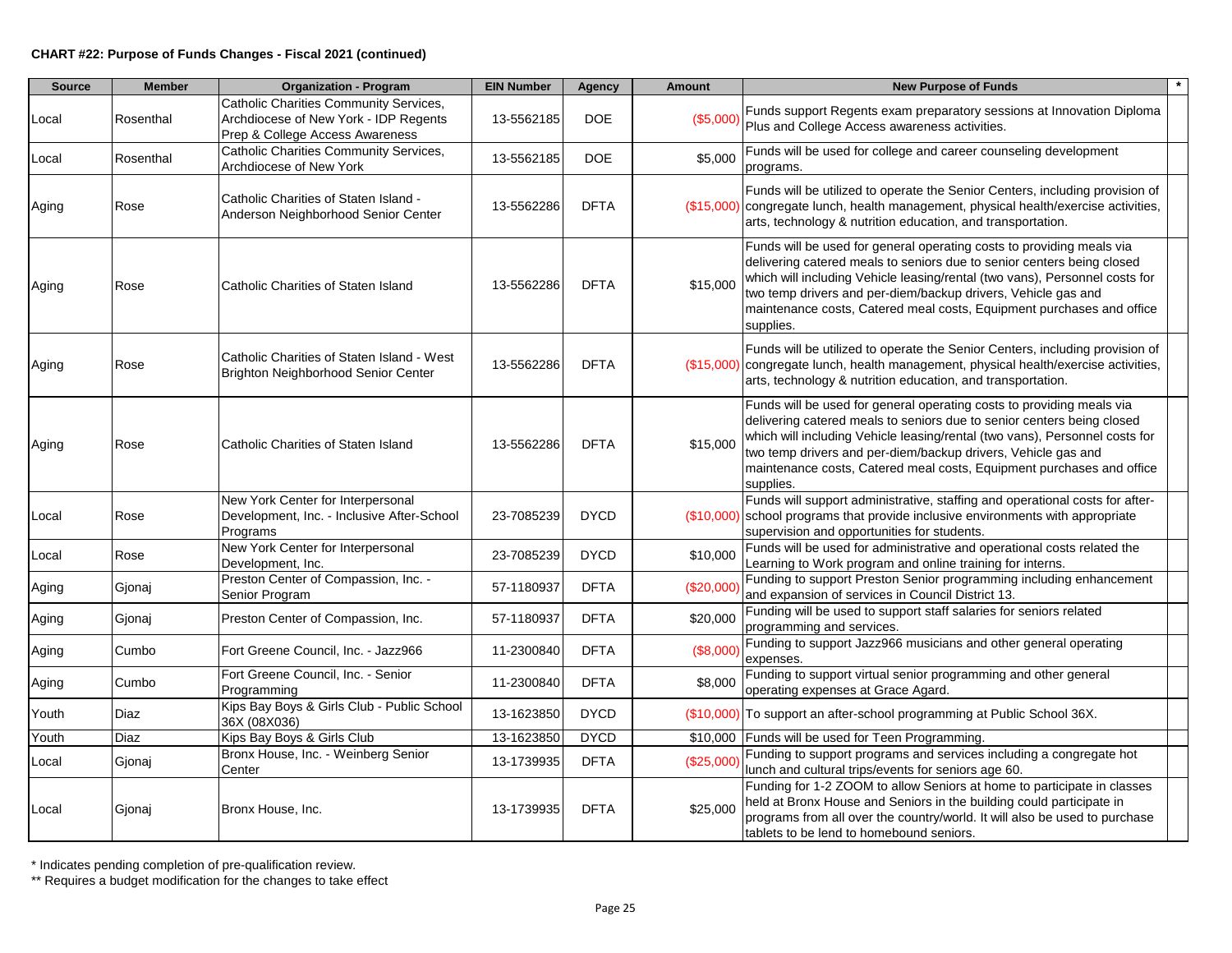**CHART #22: Purpose of Funds Changes - Fiscal 2021 (continued)**

| Source | Member | Organization - Program | EIN Number | Agency | Amount | New Purpose of Funds | * |
|---|---|---|---|---|---|---|---|
| Local | Rosenthal | Catholic Charities Community Services, Archdiocese of New York - IDP Regents Prep & College Access Awareness | 13-5562185 | DOE | ($5,000) | Funds support Regents exam preparatory sessions at Innovation Diploma Plus and College Access awareness activities. | |
| Local | Rosenthal | Catholic Charities Community Services, Archdiocese of New York | 13-5562185 | DOE | $5,000 | Funds will be used for college and career counseling development programs. | |
| Aging | Rose | Catholic Charities of Staten Island - Anderson Neighborhood Senior Center | 13-5562286 | DFTA | ($15,000) | Funds will be utilized to operate the Senior Centers, including provision of congregate lunch, health management, physical health/exercise activities, arts, technology & nutrition education, and transportation. | |
| Aging | Rose | Catholic Charities of Staten Island | 13-5562286 | DFTA | $15,000 | Funds will be used for general operating costs to providing meals via delivering catered meals to seniors due to senior centers being closed which will including Vehicle leasing/rental (two vans), Personnel costs for two temp drivers and per-diem/backup drivers, Vehicle gas and maintenance costs, Catered meal costs, Equipment purchases and office supplies. | |
| Aging | Rose | Catholic Charities of Staten Island - West Brighton Neighborhood Senior Center | 13-5562286 | DFTA | ($15,000) | Funds will be utilized to operate the Senior Centers, including provision of congregate lunch, health management, physical health/exercise activities, arts, technology & nutrition education, and transportation. | |
| Aging | Rose | Catholic Charities of Staten Island | 13-5562286 | DFTA | $15,000 | Funds will be used for general operating costs to providing meals via delivering catered meals to seniors due to senior centers being closed which will including Vehicle leasing/rental (two vans), Personnel costs for two temp drivers and per-diem/backup drivers, Vehicle gas and maintenance costs, Catered meal costs, Equipment purchases and office supplies. | |
| Local | Rose | New York Center for Interpersonal Development, Inc. - Inclusive After-School Programs | 23-7085239 | DYCD | ($10,000) | Funds will support administrative, staffing and operational costs for after-school programs that provide inclusive environments with appropriate supervision and opportunities for students. | |
| Local | Rose | New York Center for Interpersonal Development, Inc. | 23-7085239 | DYCD | $10,000 | Funds will be used for administrative and operational costs related the Learning to Work program and online training for interns. | |
| Aging | Gjonaj | Preston Center of Compassion, Inc. - Senior Program | 57-1180937 | DFTA | ($20,000) | Funding to support Preston Senior programming including enhancement and expansion of services in Council District 13. | |
| Aging | Gjonaj | Preston Center of Compassion, Inc. | 57-1180937 | DFTA | $20,000 | Funding will be used to support staff salaries for seniors related programming and services. | |
| Aging | Cumbo | Fort Greene Council, Inc. - Jazz966 | 11-2300840 | DFTA | ($8,000) | Funding to support Jazz966 musicians and other general operating expenses. | |
| Aging | Cumbo | Fort Greene Council, Inc. - Senior Programming | 11-2300840 | DFTA | $8,000 | Funding to support virtual senior programming and other general operating expenses at Grace Agard. | |
| Youth | Diaz | Kips Bay Boys & Girls Club - Public School 36X (08X036) | 13-1623850 | DYCD | ($10,000) | To support an after-school programming at Public School 36X. | |
| Youth | Diaz | Kips Bay Boys & Girls Club | 13-1623850 | DYCD | $10,000 | Funds will be used for Teen Programming. | |
| Local | Gjonaj | Bronx House, Inc. - Weinberg Senior Center | 13-1739935 | DFTA | ($25,000) | Funding to support programs and services including a congregate hot lunch and cultural trips/events for seniors age 60. | |
| Local | Gjonaj | Bronx House, Inc. | 13-1739935 | DFTA | $25,000 | Funding for 1-2 ZOOM to allow Seniors at home to participate in classes held at Bronx House and Seniors in the building could participate in programs from all over the country/world. It will also be used to purchase tablets to be lend to homebound seniors. | |

\* Indicates pending completion of pre-qualification review.

\** Requires a budget modification for the changes to take effect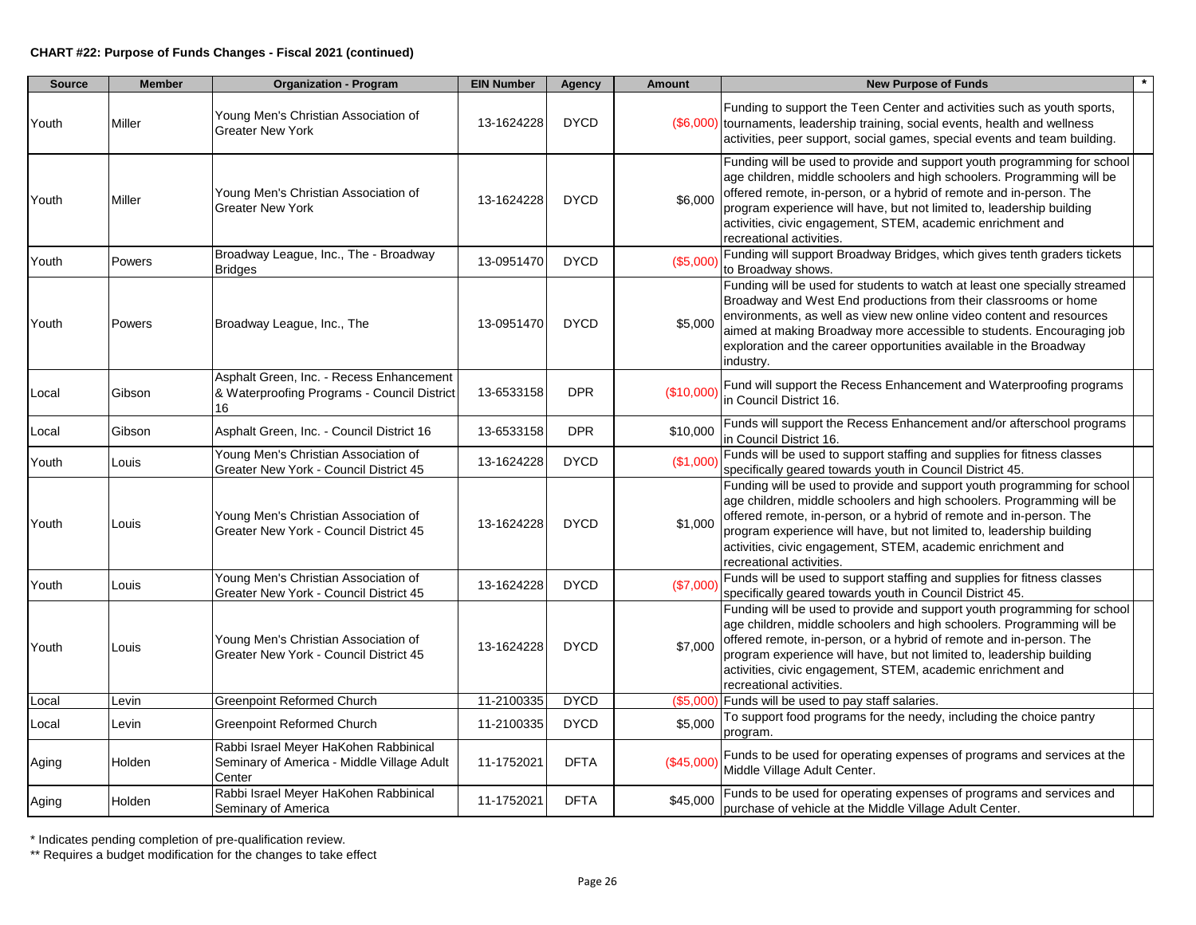**CHART #22: Purpose of Funds Changes - Fiscal 2021 (continued)**

| Source | Member | Organization - Program | EIN Number | Agency | Amount | New Purpose of Funds | * |
|---|---|---|---|---|---|---|---|
| Youth | Miller | Young Men's Christian Association of Greater New York | 13-1624228 | DYCD | ($6,000) | Funding to support the Teen Center and activities such as youth sports, tournaments, leadership training, social events, health and wellness activities, peer support, social games, special events and team building. | |
| Youth | Miller | Young Men's Christian Association of Greater New York | 13-1624228 | DYCD | $6,000 | Funding will be used to provide and support youth programming for school age children, middle schoolers and high schoolers. Programming will be offered remote, in-person, or a hybrid of remote and in-person. The program experience will have, but not limited to, leadership building activities, civic engagement, STEM, academic enrichment and recreational activities. | |
| Youth | Powers | Broadway League, Inc., The - Broadway Bridges | 13-0951470 | DYCD | ($5,000) | Funding will support Broadway Bridges, which gives tenth graders tickets to Broadway shows. | |
| Youth | Powers | Broadway League, Inc., The | 13-0951470 | DYCD | $5,000 | Funding will be used for students to watch at least one specially streamed Broadway and West End productions from their classrooms or home environments, as well as view new online video content and resources aimed at making Broadway more accessible to students. Encouraging job exploration and the career opportunities available in the Broadway industry. | |
| Local | Gibson | Asphalt Green, Inc. - Recess Enhancement & Waterproofing Programs - Council District 16 | 13-6533158 | DPR | ($10,000) | Fund will support the Recess Enhancement and Waterproofing programs in Council District 16. | |
| Local | Gibson | Asphalt Green, Inc. - Council District 16 | 13-6533158 | DPR | $10,000 | Funds will support the Recess Enhancement and/or afterschool programs in Council District 16. | |
| Youth | Louis | Young Men's Christian Association of Greater New York - Council District 45 | 13-1624228 | DYCD | ($1,000) | Funds will be used to support staffing and supplies for fitness classes specifically geared towards youth in Council District 45. | |
| Youth | Louis | Young Men's Christian Association of Greater New York - Council District 45 | 13-1624228 | DYCD | $1,000 | Funding will be used to provide and support youth programming for school age children, middle schoolers and high schoolers. Programming will be offered remote, in-person, or a hybrid of remote and in-person. The program experience will have, but not limited to, leadership building activities, civic engagement, STEM, academic enrichment and recreational activities. | |
| Youth | Louis | Young Men's Christian Association of Greater New York - Council District 45 | 13-1624228 | DYCD | ($7,000) | Funds will be used to support staffing and supplies for fitness classes specifically geared towards youth in Council District 45. | |
| Youth | Louis | Young Men's Christian Association of Greater New York - Council District 45 | 13-1624228 | DYCD | $7,000 | Funding will be used to provide and support youth programming for school age children, middle schoolers and high schoolers. Programming will be offered remote, in-person, or a hybrid of remote and in-person. The program experience will have, but not limited to, leadership building activities, civic engagement, STEM, academic enrichment and recreational activities. | |
| Local | Levin | Greenpoint Reformed Church | 11-2100335 | DYCD | ($5,000) | Funds will be used to pay staff salaries. | |
| Local | Levin | Greenpoint Reformed Church | 11-2100335 | DYCD | $5,000 | To support food programs for the needy, including the choice pantry program. | |
| Aging | Holden | Rabbi Israel Meyer HaKohen Rabbinical Seminary of America - Middle Village Adult Center | 11-1752021 | DFTA | ($45,000) | Funds to be used for operating expenses of programs and services at the Middle Village Adult Center. | |
| Aging | Holden | Rabbi Israel Meyer HaKohen Rabbinical Seminary of America | 11-1752021 | DFTA | $45,000 | Funds to be used for operating expenses of programs and services and purchase of vehicle at the Middle Village Adult Center. | |

\* Indicates pending completion of pre-qualification review.

\*\* Requires a budget modification for the changes to take effect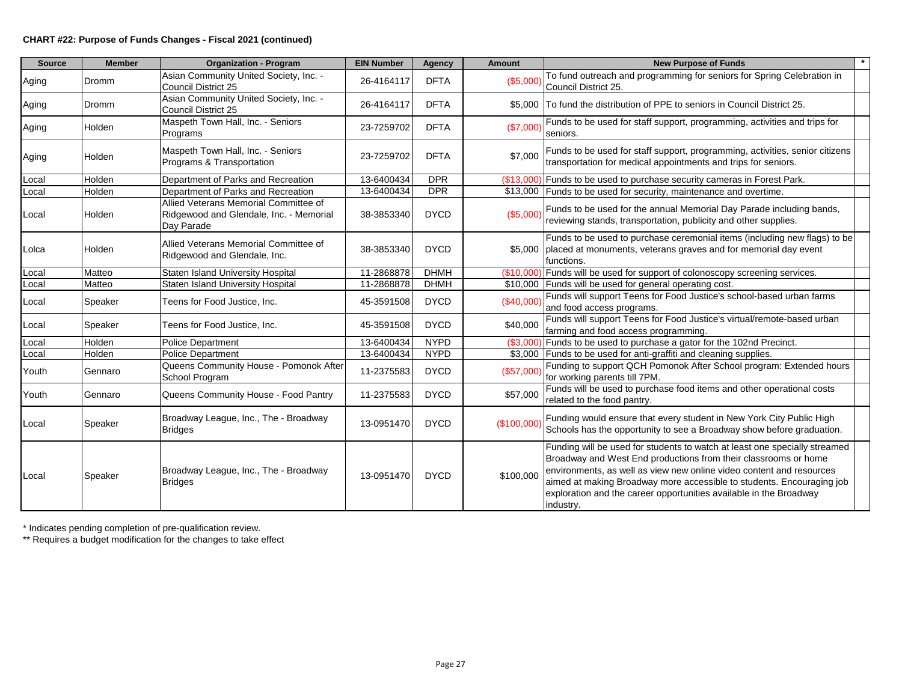**CHART #22: Purpose of Funds Changes - Fiscal 2021 (continued)**

| Source | Member | Organization - Program | EIN Number | Agency | Amount | New Purpose of Funds | * |
|---|---|---|---|---|---|---|---|
| Aging | Dromm | Asian Community United Society, Inc. - Council District 25 | 26-4164117 | DFTA | ($5,000) | To fund outreach and programming for seniors for Spring Celebration in Council District 25. | |
| Aging | Dromm | Asian Community United Society, Inc. - Council District 25 | 26-4164117 | DFTA | $5,000 | To fund the distribution of PPE to seniors in Council District 25. | |
| Aging | Holden | Maspeth Town Hall, Inc. - Seniors Programs | 23-7259702 | DFTA | ($7,000) | Funds to be used for staff support, programming, activities and trips for seniors. | |
| Aging | Holden | Maspeth Town Hall, Inc. - Seniors Programs & Transportation | 23-7259702 | DFTA | $7,000 | Funds to be used for staff support, programming, activities, senior citizens transportation for medical appointments and trips for seniors. | |
| Local | Holden | Department of Parks and Recreation | 13-6400434 | DPR | ($13,000) | Funds to be used to purchase security cameras in Forest Park. | |
| Local | Holden | Department of Parks and Recreation | 13-6400434 | DPR | $13,000 | Funds to be used for security, maintenance and overtime. | |
| Local | Holden | Allied Veterans Memorial Committee of Ridgewood and Glendale, Inc. - Memorial Day Parade | 38-3853340 | DYCD | ($5,000) | Funds to be used for the annual Memorial Day Parade including bands, reviewing stands, transportation, publicity and other supplies. | |
| Lolca | Holden | Allied Veterans Memorial Committee of Ridgewood and Glendale, Inc. | 38-3853340 | DYCD | $5,000 | Funds to be used to purchase ceremonial items (including new flags) to be placed at monuments, veterans graves and for memorial day event functions. | |
| Local | Matteo | Staten Island University Hospital | 11-2868878 | DHMH | ($10,000) | Funds will be used for support of colonoscopy screening services. | |
| Local | Matteo | Staten Island University Hospital | 11-2868878 | DHMH | $10,000 | Funds will be used for general operating cost. | |
| Local | Speaker | Teens for Food Justice, Inc. | 45-3591508 | DYCD | ($40,000) | Funds will support Teens for Food Justice's school-based urban farms and food access programs. | |
| Local | Speaker | Teens for Food Justice, Inc. | 45-3591508 | DYCD | $40,000 | Funds will support Teens for Food Justice's virtual/remote-based urban farming and food access programming. | |
| Local | Holden | Police Department | 13-6400434 | NYPD | ($3,000) | Funds to be used to purchase a gator for the 102nd Precinct. | |
| Local | Holden | Police Department | 13-6400434 | NYPD | $3,000 | Funds to be used for anti-graffiti and cleaning supplies. | |
| Youth | Gennaro | Queens Community House - Pomonok After School Program | 11-2375583 | DYCD | ($57,000) | Funding to support QCH Pomonok After School program: Extended hours for working parents till 7PM. | |
| Youth | Gennaro | Queens Community House - Food Pantry | 11-2375583 | DYCD | $57,000 | Funds will be used to purchase food items and other operational costs related to the food pantry. | |
| Local | Speaker | Broadway League, Inc., The - Broadway Bridges | 13-0951470 | DYCD | ($100,000) | Funding would ensure that every student in New York City Public High Schools has the opportunity to see a Broadway show before graduation. | |
| Local | Speaker | Broadway League, Inc., The - Broadway Bridges | 13-0951470 | DYCD | $100,000 | Funding will be used for students to watch at least one specially streamed Broadway and West End productions from their classrooms or home environments, as well as view new online video content and resources aimed at making Broadway more accessible to students. Encouraging job exploration and the career opportunities available in the Broadway industry. | |

\* Indicates pending completion of pre-qualification review.

** Requires a budget modification for the changes to take effect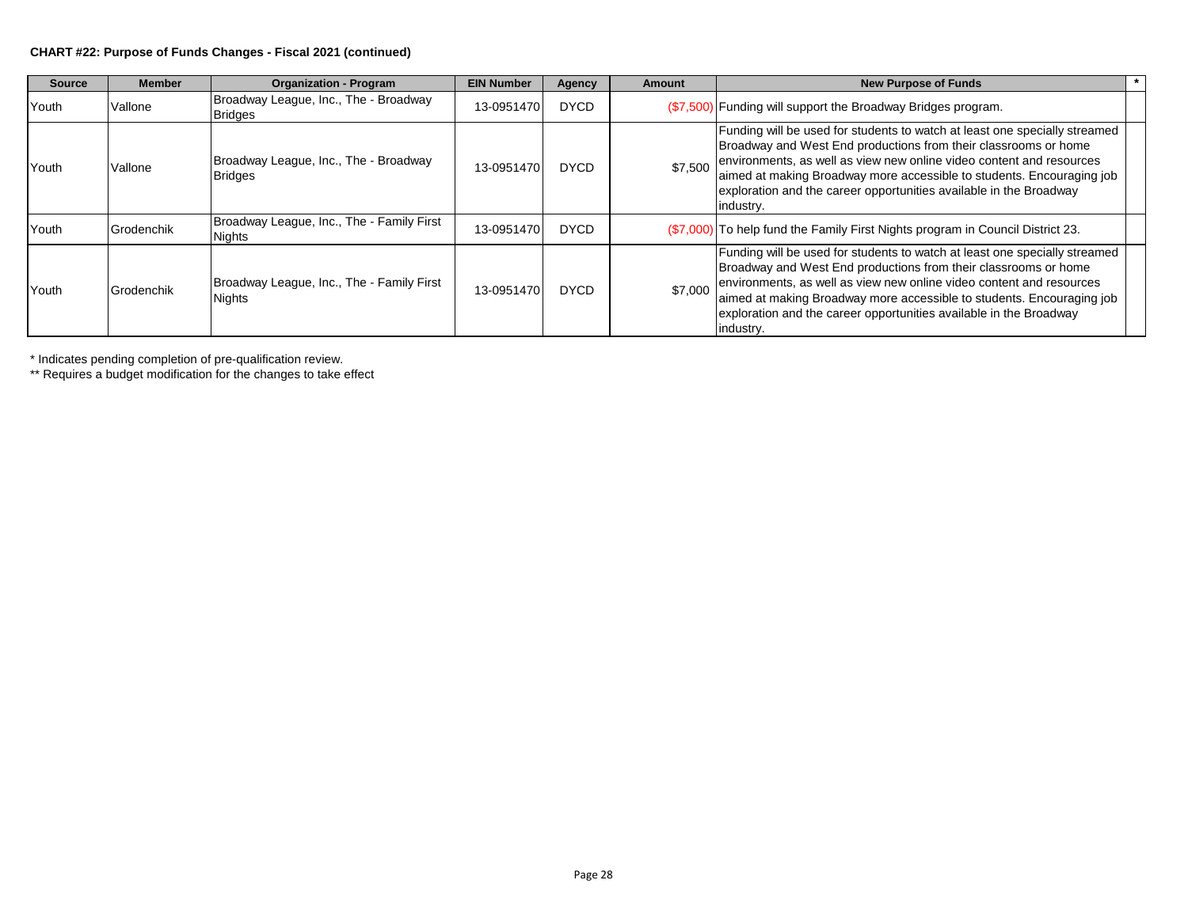**CHART #22: Purpose of Funds Changes - Fiscal 2021 (continued)**

| Source | Member | Organization - Program | EIN Number | Agency | Amount | New Purpose of Funds | * |
|---|---|---|---|---|---|---|---|
| Youth | Vallone | Broadway League, Inc., The - Broadway Bridges | 13-0951470 | DYCD | ($7,500) | Funding will support the Broadway Bridges program. | |
| Youth | Vallone | Broadway League, Inc., The - Broadway Bridges | 13-0951470 | DYCD | $7,500 | Funding will be used for students to watch at least one specially streamed Broadway and West End productions from their classrooms or home environments, as well as view new online video content and resources aimed at making Broadway more accessible to students. Encouraging job exploration and the career opportunities available in the Broadway industry. | |
| Youth | Grodenchik | Broadway League, Inc., The - Family First Nights | 13-0951470 | DYCD | ($7,000) | To help fund the Family First Nights program in Council District 23. | |
| Youth | Grodenchik | Broadway League, Inc., The - Family First Nights | 13-0951470 | DYCD | $7,000 | Funding will be used for students to watch at least one specially streamed Broadway and West End productions from their classrooms or home environments, as well as view new online video content and resources aimed at making Broadway more accessible to students. Encouraging job exploration and the career opportunities available in the Broadway industry. | |

\* Indicates pending completion of pre-qualification review.

\** Requires a budget modification for the changes to take effect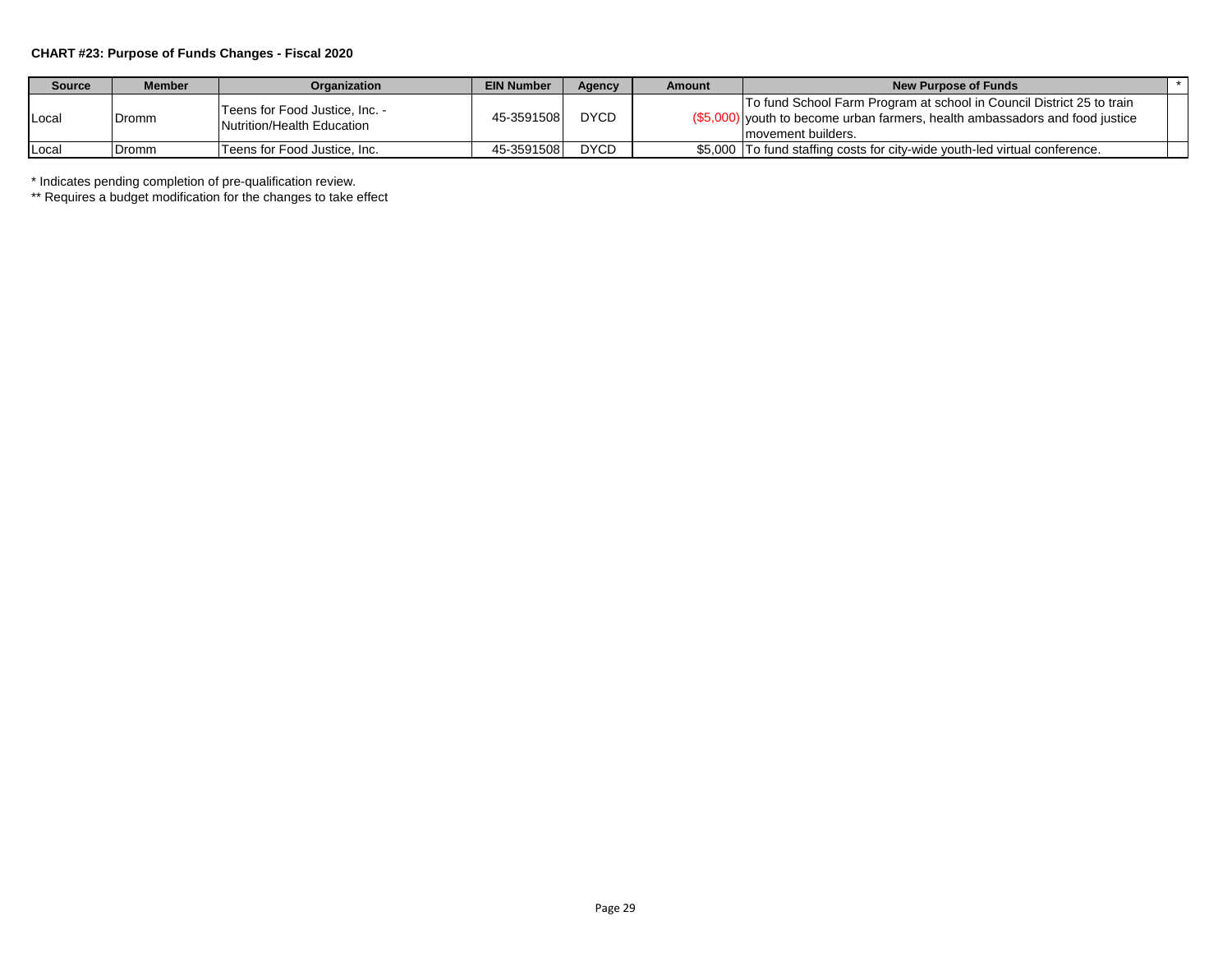**CHART #23: Purpose of Funds Changes - Fiscal 2020**

| Source | Member | Organization | EIN Number | Agency | Amount | New Purpose of Funds | * |
|---|---|---|---|---|---|---|---|
| Local | Dromm | Teens for Food Justice, Inc. - Nutrition/Health Education | 45-3591508 | DYCD | ($5,000) | To fund School Farm Program at school in Council District 25 to train youth to become urban farmers, health ambassadors and food justice movement builders. | |
| Local | Dromm | Teens for Food Justice, Inc. | 45-3591508 | DYCD | $5,000 | To fund staffing costs for city-wide youth-led virtual conference. | |

\* Indicates pending completion of pre-qualification review.

\*\* Requires a budget modification for the changes to take effect